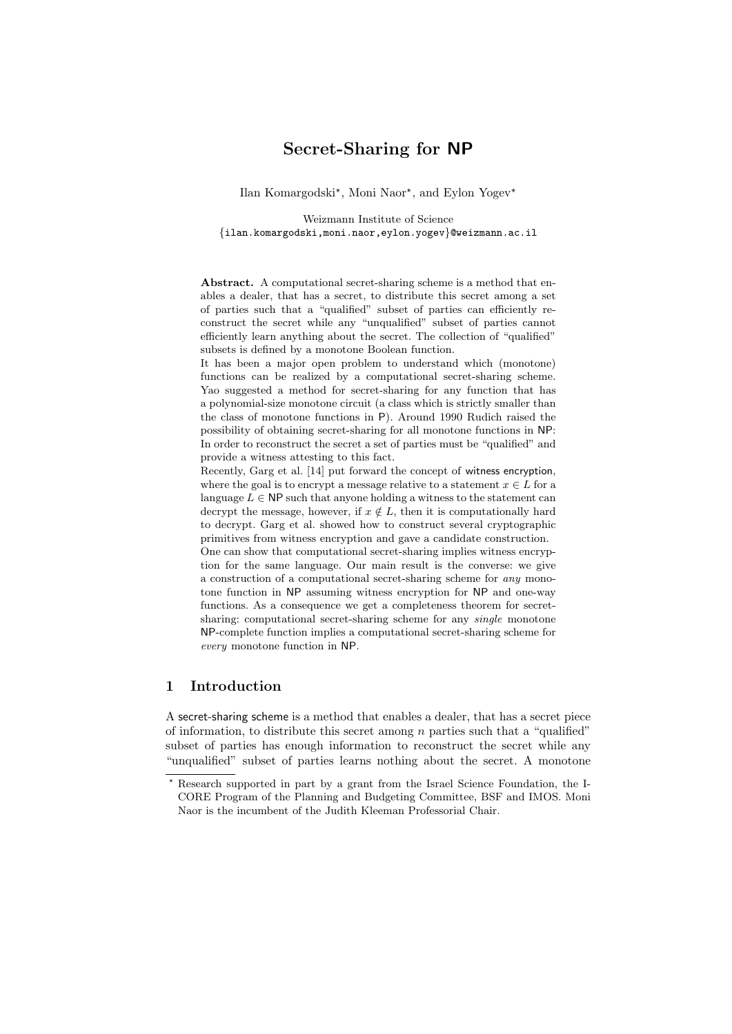# Secret-Sharing for NP

Ilan Komargodski*, Moni Naor*, and Eylon Yogev*

Weizmann Institute of Science
{ilan.komargodski,moni.naor,eylon.yogev}@weizmann.ac.il

**Abstract.** A computational secret-sharing scheme is a method that enables a dealer, that has a secret, to distribute this secret among a set of parties such that a "qualified" subset of parties can efficiently reconstruct the secret while any "unqualified" subset of parties cannot efficiently learn anything about the secret. The collection of "qualified" subsets is defined by a monotone Boolean function.

It has been a major open problem to understand which (monotone) functions can be realized by a computational secret-sharing scheme. Yao suggested a method for secret-sharing for any function that has a polynomial-size monotone circuit (a class which is strictly smaller than the class of monotone functions in P). Around 1990 Rudich raised the possibility of obtaining secret-sharing for all monotone functions in NP: In order to reconstruct the secret a set of parties must be "qualified" and provide a witness attesting to this fact.

Recently, Garg et al. [14] put forward the concept of witness encryption, where the goal is to encrypt a message relative to a statement $x \in L$ for a language $L \in \mathsf{NP}$ such that anyone holding a witness to the statement can decrypt the message, however, if $x \notin L$, then it is computationally hard to decrypt. Garg et al. showed how to construct several cryptographic primitives from witness encryption and gave a candidate construction.

One can show that computational secret-sharing implies witness encryption for the same language. Our main result is the converse: we give a construction of a computational secret-sharing scheme for *any* monotone function in NP assuming witness encryption for NP and one-way functions. As a consequence we get a completeness theorem for secret-sharing: computational secret-sharing scheme for any *single* monotone NP-complete function implies a computational secret-sharing scheme for *every* monotone function in NP.

## 1 Introduction

A secret-sharing scheme is a method that enables a dealer, that has a secret piece of information, to distribute this secret among $n$ parties such that a "qualified" subset of parties has enough information to reconstruct the secret while any "unqualified" subset of parties learns nothing about the secret. A monotone

* Research supported in part by a grant from the Israel Science Foundation, the I-CORE Program of the Planning and Budgeting Committee, BSF and IMOS. Moni Naor is the incumbent of the Judith Kleeman Professorial Chair.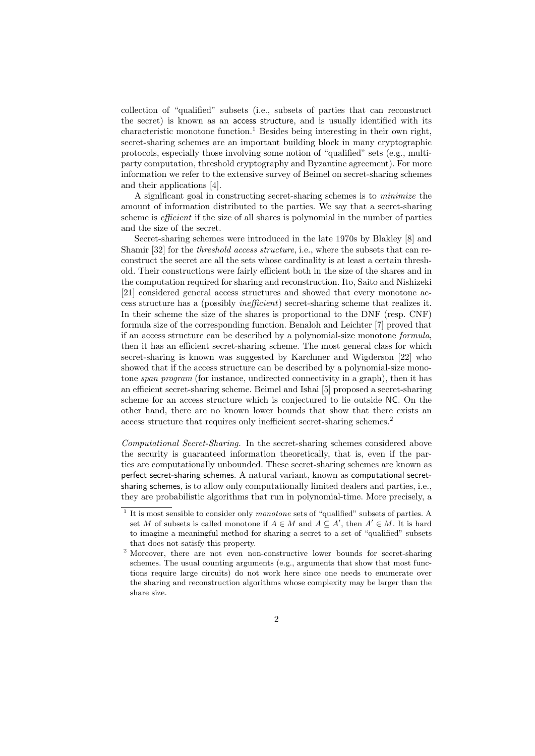collection of "qualified" subsets (i.e., subsets of parties that can reconstruct the secret) is known as an access structure, and is usually identified with its characteristic monotone function.[1] Besides being interesting in their own right, secret-sharing schemes are an important building block in many cryptographic protocols, especially those involving some notion of "qualified" sets (e.g., multiparty computation, threshold cryptography and Byzantine agreement). For more information we refer to the extensive survey of Beimel on secret-sharing schemes and their applications [4].

A significant goal in constructing secret-sharing schemes is to *minimize* the amount of information distributed to the parties. We say that a secret-sharing scheme is *efficient* if the size of all shares is polynomial in the number of parties and the size of the secret.

Secret-sharing schemes were introduced in the late 1970s by Blakley [8] and Shamir [32] for the *threshold access structure*, i.e., where the subsets that can reconstruct the secret are all the sets whose cardinality is at least a certain threshold. Their constructions were fairly efficient both in the size of the shares and in the computation required for sharing and reconstruction. Ito, Saito and Nishizeki [21] considered general access structures and showed that every monotone access structure has a (possibly *inefficient*) secret-sharing scheme that realizes it. In their scheme the size of the shares is proportional to the DNF (resp. CNF) formula size of the corresponding function. Benaloh and Leichter [7] proved that if an access structure can be described by a polynomial-size monotone *formula*, then it has an efficient secret-sharing scheme. The most general class for which secret-sharing is known was suggested by Karchmer and Wigderson [22] who showed that if the access structure can be described by a polynomial-size monotone *span program* (for instance, undirected connectivity in a graph), then it has an efficient secret-sharing scheme. Beimel and Ishai [5] proposed a secret-sharing scheme for an access structure which is conjectured to lie outside NC. On the other hand, there are no known lower bounds that show that there exists an access structure that requires only inefficient secret-sharing schemes.[2]

*Computational Secret-Sharing.* In the secret-sharing schemes considered above the security is guaranteed information theoretically, that is, even if the parties are computationally unbounded. These secret-sharing schemes are known as perfect secret-sharing schemes. A natural variant, known as computational secret-sharing schemes, is to allow only computationally limited dealers and parties, i.e., they are probabilistic algorithms that run in polynomial-time. More precisely, a

[1] It is most sensible to consider only *monotone* sets of "qualified" subsets of parties. A set $M$ of subsets is called monotone if $A \in M$ and $A \subseteq A'$, then $A' \in M$. It is hard to imagine a meaningful method for sharing a secret to a set of "qualified" subsets that does not satisfy this property.

[2] Moreover, there are not even non-constructive lower bounds for secret-sharing schemes. The usual counting arguments (e.g., arguments that show that most functions require large circuits) do not work here since one needs to enumerate over the sharing and reconstruction algorithms whose complexity may be larger than the share size.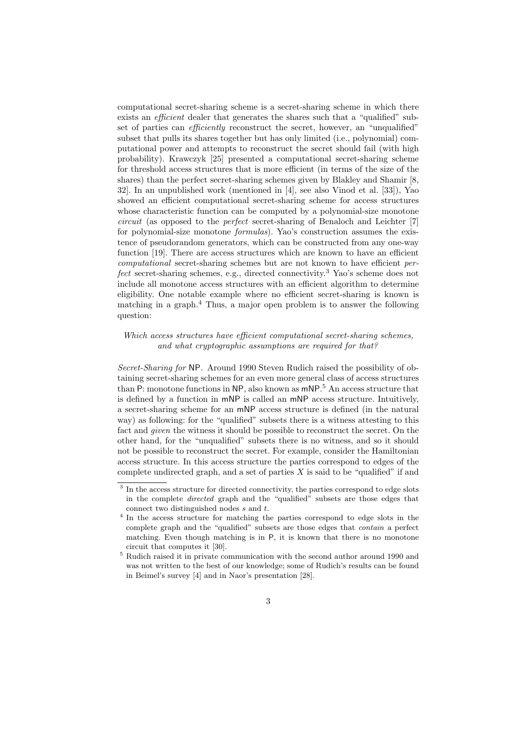computational secret-sharing scheme is a secret-sharing scheme in which there exists an *efficient* dealer that generates the shares such that a "qualified" subset of parties can *efficiently* reconstruct the secret, however, an "unqualified" subset that pulls its shares together but has only limited (i.e., polynomial) computational power and attempts to reconstruct the secret should fail (with high probability). Krawczyk [25] presented a computational secret-sharing scheme for threshold access structures that is more efficient (in terms of the size of the shares) than the perfect secret-sharing schemes given by Blakley and Shamir [8, 32]. In an unpublished work (mentioned in [4], see also Vinod et al. [33]), Yao showed an efficient computational secret-sharing scheme for access structures whose characteristic function can be computed by a polynomial-size monotone *circuit* (as opposed to the *perfect* secret-sharing of Benaloch and Leichter [7] for polynomial-size monotone *formulas*). Yao's construction assumes the existence of pseudorandom generators, which can be constructed from any one-way function [19]. There are access structures which are known to have an efficient *computational* secret-sharing schemes but are not known to have efficient *perfect* secret-sharing schemes, e.g., directed connectivity.[3] Yao's scheme does not include all monotone access structures with an efficient algorithm to determine eligibility. One notable example where no efficient secret-sharing is known is matching in a graph.[4] Thus, a major open problem is to answer the following question:

*Which access structures have efficient computational secret-sharing schemes, and what cryptographic assumptions are required for that?*

*Secret-Sharing for* NP. Around 1990 Steven Rudich raised the possibility of obtaining secret-sharing schemes for an even more general class of access structures than P: monotone functions in NP, also known as mNP.[5] An access structure that is defined by a function in mNP is called an mNP access structure. Intuitively, a secret-sharing scheme for an mNP access structure is defined (in the natural way) as following: for the "qualified" subsets there is a witness attesting to this fact and *given* the witness it should be possible to reconstruct the secret. On the other hand, for the "unqualified" subsets there is no witness, and so it should not be possible to reconstruct the secret. For example, consider the Hamiltonian access structure. In this access structure the parties correspond to edges of the complete undirected graph, and a set of parties $X$ is said to be "qualified" if and

[3] In the access structure for directed connectivity, the parties correspond to edge slots in the complete *directed* graph and the "qualified" subsets are those edges that connect two distinguished nodes $s$ and $t$.

[4] In the access structure for matching the parties correspond to edge slots in the complete graph and the "qualified" subsets are those edges that *contain* a perfect matching. Even though matching is in P, it is known that there is no monotone circuit that computes it [30].

[5] Rudich raised it in private communication with the second author around 1990 and was not written to the best of our knowledge; some of Rudich's results can be found in Beimel's survey [4] and in Naor's presentation [28].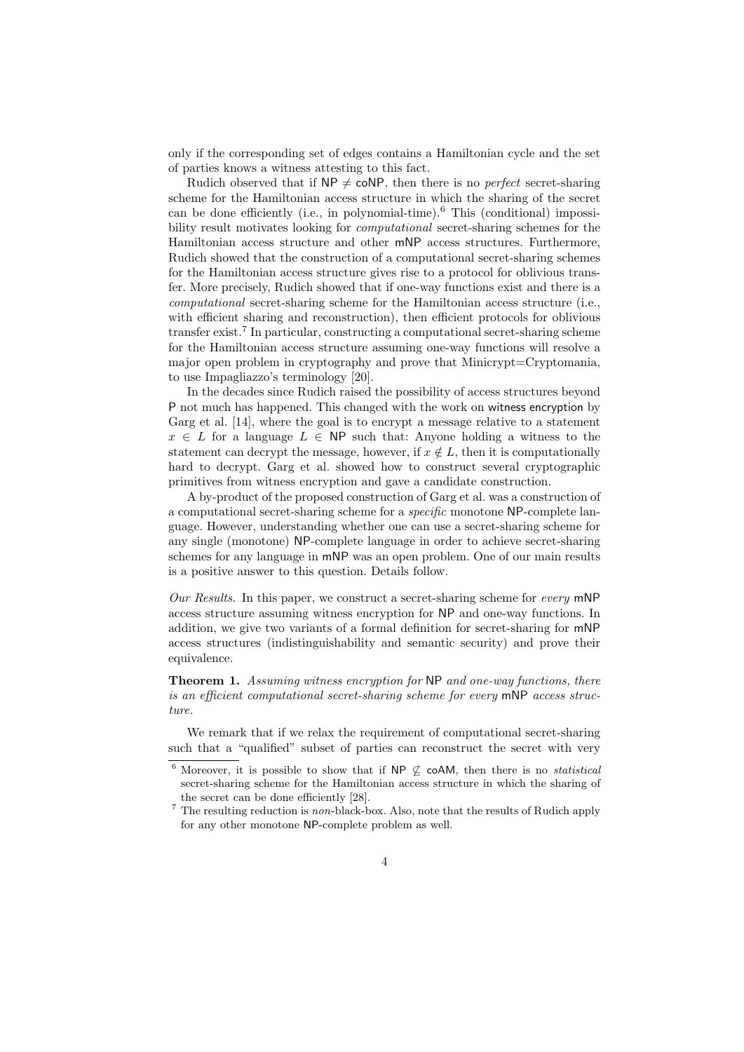only if the corresponding set of edges contains a Hamiltonian cycle and the set of parties knows a witness attesting to this fact.

Rudich observed that if $\mathsf{NP} \neq \mathsf{coNP}$, then there is no *perfect* secret-sharing scheme for the Hamiltonian access structure in which the sharing of the secret can be done efficiently (i.e., in polynomial-time).[6] This (conditional) impossibility result motivates looking for *computational* secret-sharing schemes for the Hamiltonian access structure and other $\mathsf{mNP}$ access structures. Furthermore, Rudich showed that the construction of a computational secret-sharing schemes for the Hamiltonian access structure gives rise to a protocol for oblivious transfer. More precisely, Rudich showed that if one-way functions exist and there is a *computational* secret-sharing scheme for the Hamiltonian access structure (i.e., with efficient sharing and reconstruction), then efficient protocols for oblivious transfer exist.[7] In particular, constructing a computational secret-sharing scheme for the Hamiltonian access structure assuming one-way functions will resolve a major open problem in cryptography and prove that Minicrypt=Cryptomania, to use Impagliazzo's terminology [20].

In the decades since Rudich raised the possibility of access structures beyond $\mathsf{P}$ not much has happened. This changed with the work on witness encryption by Garg et al. [14], where the goal is to encrypt a message relative to a statement $x \in L$ for a language $L \in \mathsf{NP}$ such that: Anyone holding a witness to the statement can decrypt the message, however, if $x \notin L$, then it is computationally hard to decrypt. Garg et al. showed how to construct several cryptographic primitives from witness encryption and gave a candidate construction.

A by-product of the proposed construction of Garg et al. was a construction of a computational secret-sharing scheme for a *specific* monotone $\mathsf{NP}$-complete language. However, understanding whether one can use a secret-sharing scheme for any single (monotone) $\mathsf{NP}$-complete language in order to achieve secret-sharing schemes for any language in $\mathsf{mNP}$ was an open problem. One of our main results is a positive answer to this question. Details follow.

*Our Results.* In this paper, we construct a secret-sharing scheme for *every* $\mathsf{mNP}$ access structure assuming witness encryption for $\mathsf{NP}$ and one-way functions. In addition, we give two variants of a formal definition for secret-sharing for $\mathsf{mNP}$ access structures (indistinguishability and semantic security) and prove their equivalence.

**Theorem 1.** *Assuming witness encryption for* $\mathsf{NP}$ *and one-way functions, there is an efficient computational secret-sharing scheme for every* $\mathsf{mNP}$ *access structure.*

We remark that if we relax the requirement of computational secret-sharing such that a "qualified" subset of parties can reconstruct the secret with very

[6] Moreover, it is possible to show that if $\mathsf{NP} \not\subseteq \mathsf{coAM}$, then there is no *statistical* secret-sharing scheme for the Hamiltonian access structure in which the sharing of the secret can be done efficiently [28].

[7] The resulting reduction is *non*-black-box. Also, note that the results of Rudich apply for any other monotone $\mathsf{NP}$-complete problem as well.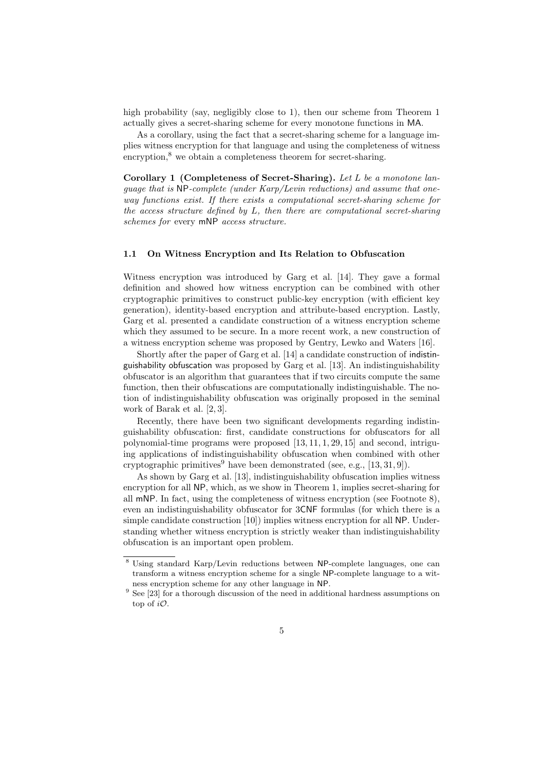high probability (say, negligibly close to 1), then our scheme from Theorem 1 actually gives a secret-sharing scheme for every monotone functions in MA.

As a corollary, using the fact that a secret-sharing scheme for a language implies witness encryption for that language and using the completeness of witness encryption,[8] we obtain a completeness theorem for secret-sharing.

**Corollary 1 (Completeness of Secret-Sharing).** *Let $L$ be a monotone language that is* NP*-complete (under Karp/Levin reductions) and assume that one-way functions exist. If there exists a computational secret-sharing scheme for the access structure defined by $L$, then there are computational secret-sharing schemes for* every mNP *access structure.*

### 1.1 On Witness Encryption and Its Relation to Obfuscation

Witness encryption was introduced by Garg et al. [14]. They gave a formal definition and showed how witness encryption can be combined with other cryptographic primitives to construct public-key encryption (with efficient key generation), identity-based encryption and attribute-based encryption. Lastly, Garg et al. presented a candidate construction of a witness encryption scheme which they assumed to be secure. In a more recent work, a new construction of a witness encryption scheme was proposed by Gentry, Lewko and Waters [16].

Shortly after the paper of Garg et al. [14] a candidate construction of indistinguishability obfuscation was proposed by Garg et al. [13]. An indistinguishability obfuscator is an algorithm that guarantees that if two circuits compute the same function, then their obfuscations are computationally indistinguishable. The notion of indistinguishability obfuscation was originally proposed in the seminal work of Barak et al. [2, 3].

Recently, there have been two significant developments regarding indistinguishability obfuscation: first, candidate constructions for obfuscators for all polynomial-time programs were proposed [13, 11, 1, 29, 15] and second, intriguing applications of indistinguishability obfuscation when combined with other cryptographic primitives[9] have been demonstrated (see, e.g., [13, 31, 9]).

As shown by Garg et al. [13], indistinguishability obfuscation implies witness encryption for all NP, which, as we show in Theorem 1, implies secret-sharing for all mNP. In fact, using the completeness of witness encryption (see Footnote 8), even an indistinguishability obfuscator for 3CNF formulas (for which there is a simple candidate construction [10]) implies witness encryption for all NP. Understanding whether witness encryption is strictly weaker than indistinguishability obfuscation is an important open problem.

---

[8] Using standard Karp/Levin reductions between NP-complete languages, one can transform a witness encryption scheme for a single NP-complete language to a witness encryption scheme for any other language in NP.

[9] See [23] for a thorough discussion of the need in additional hardness assumptions on top of $i\mathcal{O}$.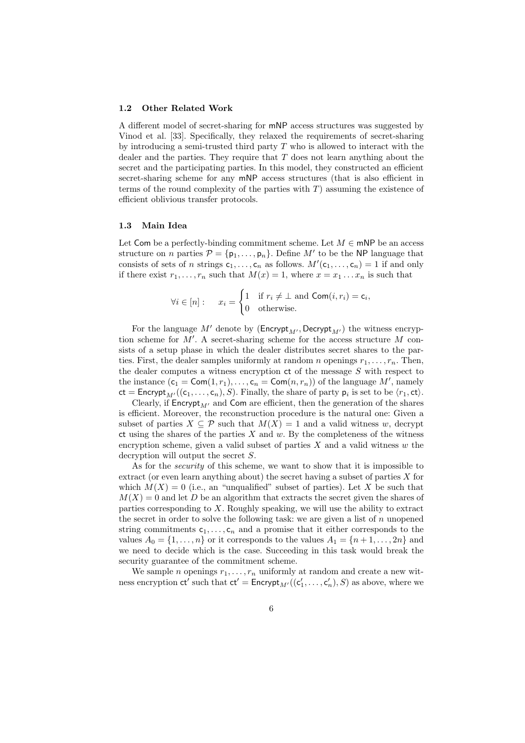### 1.2 Other Related Work

A different model of secret-sharing for mNP access structures was suggested by Vinod et al. [33]. Specifically, they relaxed the requirements of secret-sharing by introducing a semi-trusted third party $T$ who is allowed to interact with the dealer and the parties. They require that $T$ does not learn anything about the secret and the participating parties. In this model, they constructed an efficient secret-sharing scheme for any mNP access structures (that is also efficient in terms of the round complexity of the parties with $T$) assuming the existence of efficient oblivious transfer protocols.

### 1.3 Main Idea

Let $\mathsf{Com}$ be a perfectly-binding commitment scheme. Let $M \in \mathsf{mNP}$ be an access structure on $n$ parties $\mathcal{P} = \{\mathsf{p}_1, \dots, \mathsf{p}_n\}$. Define $M'$ to be the $\mathsf{NP}$ language that consists of sets of $n$ strings $\mathsf{c}_1, \dots, \mathsf{c}_n$ as follows. $M'(\mathsf{c}_1, \dots, \mathsf{c}_n) = 1$ if and only if there exist $r_1, \dots, r_n$ such that $M(x) = 1$, where $x = x_1 \dots x_n$ is such that

$$\forall i \in [n]: \quad x_i = \begin{cases} 1 & \text{if } r_i \neq \perp \text{ and } \mathsf{Com}(i, r_i) = \mathsf{c}_i, \\ 0 & \text{otherwise.} \end{cases}$$

For the language $M'$ denote by $(\mathsf{Encrypt}_{M'}, \mathsf{Decrypt}_{M'})$ the witness encryption scheme for $M'$. A secret-sharing scheme for the access structure $M$ consists of a setup phase in which the dealer distributes secret shares to the parties. First, the dealer samples uniformly at random $n$ openings $r_1, \dots, r_n$. Then, the dealer computes a witness encryption $\mathsf{ct}$ of the message $S$ with respect to the instance $(\mathsf{c}_1 = \mathsf{Com}(1, r_1), \dots, \mathsf{c}_n = \mathsf{Com}(n, r_n))$ of the language $M'$, namely $\mathsf{ct} = \mathsf{Encrypt}_{M'}((\mathsf{c}_1, \dots, \mathsf{c}_n), S)$. Finally, the share of party $\mathsf{p}_i$ is set to be $\langle r_1, \mathsf{ct} \rangle$.

Clearly, if $\mathsf{Encrypt}_{M'}$ and $\mathsf{Com}$ are efficient, then the generation of the shares is efficient. Moreover, the reconstruction procedure is the natural one: Given a subset of parties $X \subseteq \mathcal{P}$ such that $M(X) = 1$ and a valid witness $w$, decrypt $\mathsf{ct}$ using the shares of the parties $X$ and $w$. By the completeness of the witness encryption scheme, given a valid subset of parties $X$ and a valid witness $w$ the decryption will output the secret $S$.

As for the *security* of this scheme, we want to show that it is impossible to extract (or even learn anything about) the secret having a subset of parties $X$ for which $M(X) = 0$ (i.e., an "unqualified" subset of parties). Let $X$ be such that $M(X) = 0$ and let $D$ be an algorithm that extracts the secret given the shares of parties corresponding to $X$. Roughly speaking, we will use the ability to extract the secret in order to solve the following task: we are given a list of $n$ unopened string commitments $\mathsf{c}_1, \dots, \mathsf{c}_n$ and a promise that it either corresponds to the values $A_0 = \{1, \dots, n\}$ or it corresponds to the values $A_1 = \{n+1, \dots, 2n\}$ and we need to decide which is the case. Succeeding in this task would break the security guarantee of the commitment scheme.

We sample $n$ openings $r_1, \dots, r_n$ uniformly at random and create a new witness encryption $\mathsf{ct}'$ such that $\mathsf{ct}' = \mathsf{Encrypt}_{M'}((\mathsf{c}'_1, \dots, \mathsf{c}'_n), S)$ as above, where we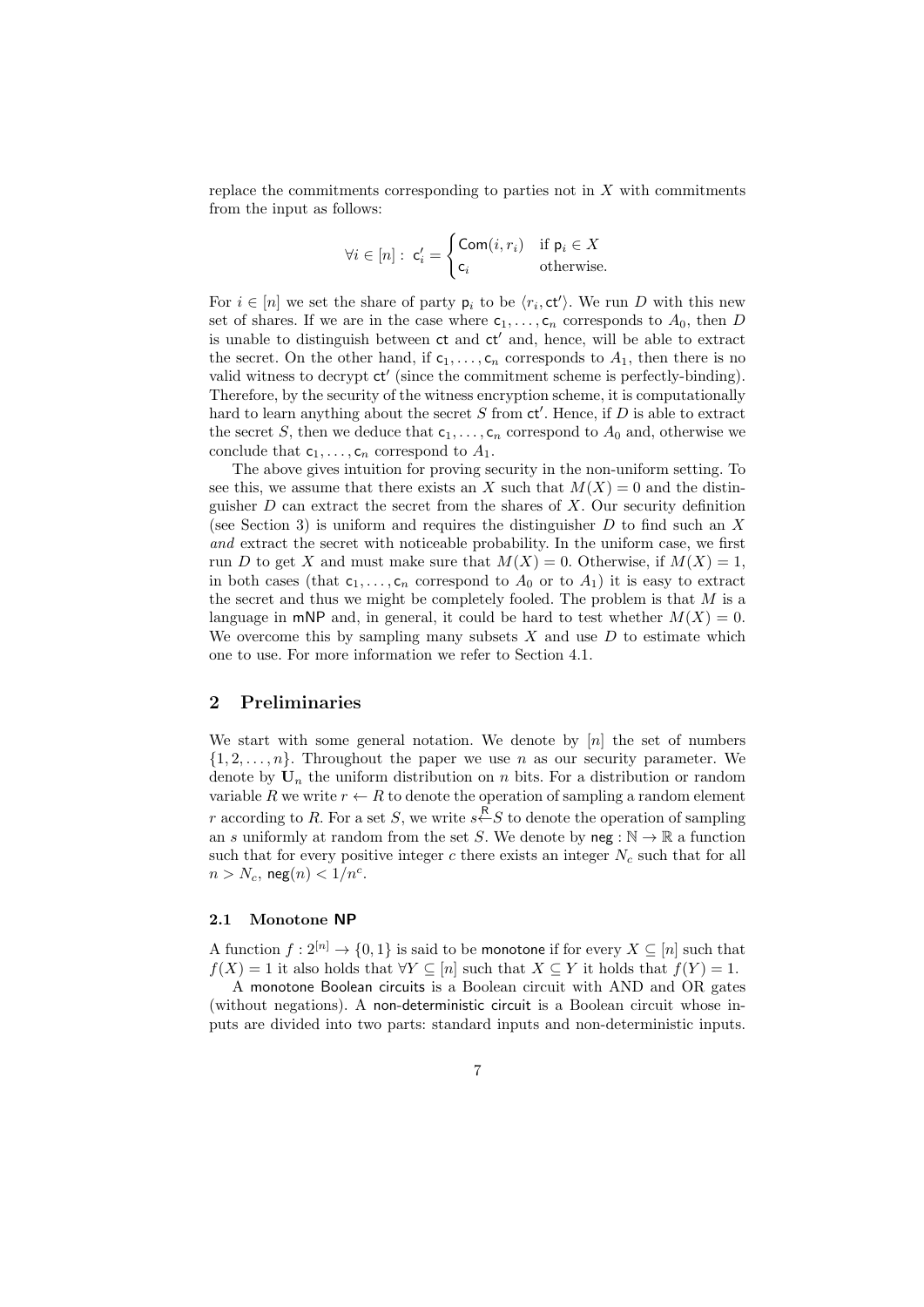replace the commitments corresponding to parties not in $X$ with commitments from the input as follows:

$$\forall i \in [n]: \ \mathsf{c}'_i = \begin{cases} \mathsf{Com}(i, r_i) & \text{if } \mathsf{p}_i \in X \\ \mathsf{c}_i & \text{otherwise.} \end{cases}$$

For $i \in [n]$ we set the share of party $\mathsf{p}_i$ to be $\langle r_i, \mathsf{ct}' \rangle$. We run $D$ with this new set of shares. If we are in the case where $\mathsf{c}_1, \ldots, \mathsf{c}_n$ corresponds to $A_0$, then $D$ is unable to distinguish between $\mathsf{ct}$ and $\mathsf{ct}'$ and, hence, will be able to extract the secret. On the other hand, if $\mathsf{c}_1, \ldots, \mathsf{c}_n$ corresponds to $A_1$, then there is no valid witness to decrypt $\mathsf{ct}'$ (since the commitment scheme is perfectly-binding). Therefore, by the security of the witness encryption scheme, it is computationally hard to learn anything about the secret $S$ from $\mathsf{ct}'$. Hence, if $D$ is able to extract the secret $S$, then we deduce that $\mathsf{c}_1, \ldots, \mathsf{c}_n$ correspond to $A_0$ and, otherwise we conclude that $\mathsf{c}_1, \ldots, \mathsf{c}_n$ correspond to $A_1$.

The above gives intuition for proving security in the non-uniform setting. To see this, we assume that there exists an $X$ such that $M(X) = 0$ and the distinguisher $D$ can extract the secret from the shares of $X$. Our security definition (see Section 3) is uniform and requires the distinguisher $D$ to find such an $X$ *and* extract the secret with noticeable probability. In the uniform case, we first run $D$ to get $X$ and must make sure that $M(X) = 0$. Otherwise, if $M(X) = 1$, in both cases (that $\mathsf{c}_1, \ldots, \mathsf{c}_n$ correspond to $A_0$ or to $A_1$) it is easy to extract the secret and thus we might be completely fooled. The problem is that $M$ is a language in mNP and, in general, it could be hard to test whether $M(X) = 0$. We overcome this by sampling many subsets $X$ and use $D$ to estimate which one to use. For more information we refer to Section 4.1.

## 2 Preliminaries

We start with some general notation. We denote by $[n]$ the set of numbers $\{1, 2, \ldots, n\}$. Throughout the paper we use $n$ as our security parameter. We denote by $\mathbf{U}_n$ the uniform distribution on $n$ bits. For a distribution or random variable $R$ we write $r \leftarrow R$ to denote the operation of sampling a random element $r$ according to $R$. For a set $S$, we write $s \overset{\mathsf{R}}{\leftarrow} S$ to denote the operation of sampling an $s$ uniformly at random from the set $S$. We denote by $\mathsf{neg} : \mathbb{N} \to \mathbb{R}$ a function such that for every positive integer $c$ there exists an integer $N_c$ such that for all $n > N_c$, $\mathsf{neg}(n) < 1/n^c$.

### 2.1 Monotone NP

A function $f : 2^{[n]} \to \{0, 1\}$ is said to be monotone if for every $X \subseteq [n]$ such that $f(X) = 1$ it also holds that $\forall Y \subseteq [n]$ such that $X \subseteq Y$ it holds that $f(Y) = 1$.

A monotone Boolean circuits is a Boolean circuit with AND and OR gates (without negations). A non-deterministic circuit is a Boolean circuit whose inputs are divided into two parts: standard inputs and non-deterministic inputs.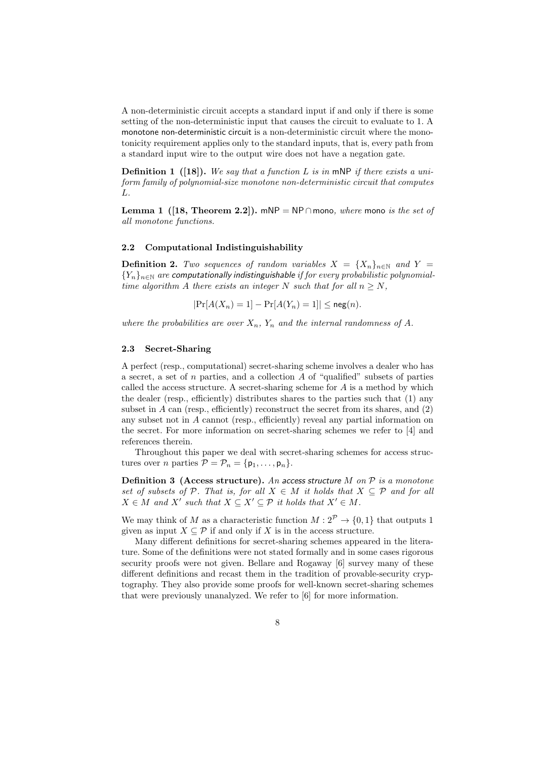A non-deterministic circuit accepts a standard input if and only if there is some setting of the non-deterministic input that causes the circuit to evaluate to 1. A monotone non-deterministic circuit is a non-deterministic circuit where the monotonicity requirement applies only to the standard inputs, that is, every path from a standard input wire to the output wire does not have a negation gate.

**Definition 1 ([18]).** *We say that a function $L$ is in* mNP *if there exists a uniform family of polynomial-size monotone non-deterministic circuit that computes $L$.*

**Lemma 1 ([18, Theorem 2.2]).** mNP $=$ NP $\cap$ mono*, where* mono *is the set of all monotone functions.*

### 2.2 Computational Indistinguishability

**Definition 2.** *Two sequences of random variables $X = \{X_n\}_{n \in \mathbb{N}}$ and $Y = \{Y_n\}_{n \in \mathbb{N}}$ are computationally indistinguishable if for every probabilistic polynomial-time algorithm $A$ there exists an integer $N$ such that for all $n \geq N$,*

$$|\Pr[A(X_n) = 1] - \Pr[A(Y_n) = 1]| \leq \mathsf{neg}(n).$$

*where the probabilities are over $X_n$, $Y_n$ and the internal randomness of $A$.*

### 2.3 Secret-Sharing

A perfect (resp., computational) secret-sharing scheme involves a dealer who has a secret, a set of $n$ parties, and a collection $A$ of "qualified" subsets of parties called the access structure. A secret-sharing scheme for $A$ is a method by which the dealer (resp., efficiently) distributes shares to the parties such that (1) any subset in $A$ can (resp., efficiently) reconstruct the secret from its shares, and (2) any subset not in $A$ cannot (resp., efficiently) reveal any partial information on the secret. For more information on secret-sharing schemes we refer to [4] and references therein.

Throughout this paper we deal with secret-sharing schemes for access structures over $n$ parties $\mathcal{P} = \mathcal{P}_n = \{\mathsf{p}_1, \dots, \mathsf{p}_n\}$.

**Definition 3 (Access structure).** *An access structure $M$ on $\mathcal{P}$ is a monotone set of subsets of $\mathcal{P}$. That is, for all $X \in M$ it holds that $X \subseteq \mathcal{P}$ and for all $X \in M$ and $X'$ such that $X \subseteq X' \subseteq \mathcal{P}$ it holds that $X' \in M$.*

We may think of $M$ as a characteristic function $M : 2^{\mathcal{P}} \to \{0, 1\}$ that outputs 1 given as input $X \subseteq \mathcal{P}$ if and only if $X$ is in the access structure.

Many different definitions for secret-sharing schemes appeared in the literature. Some of the definitions were not stated formally and in some cases rigorous security proofs were not given. Bellare and Rogaway [6] survey many of these different definitions and recast them in the tradition of provable-security cryptography. They also provide some proofs for well-known secret-sharing schemes that were previously unanalyzed. We refer to [6] for more information.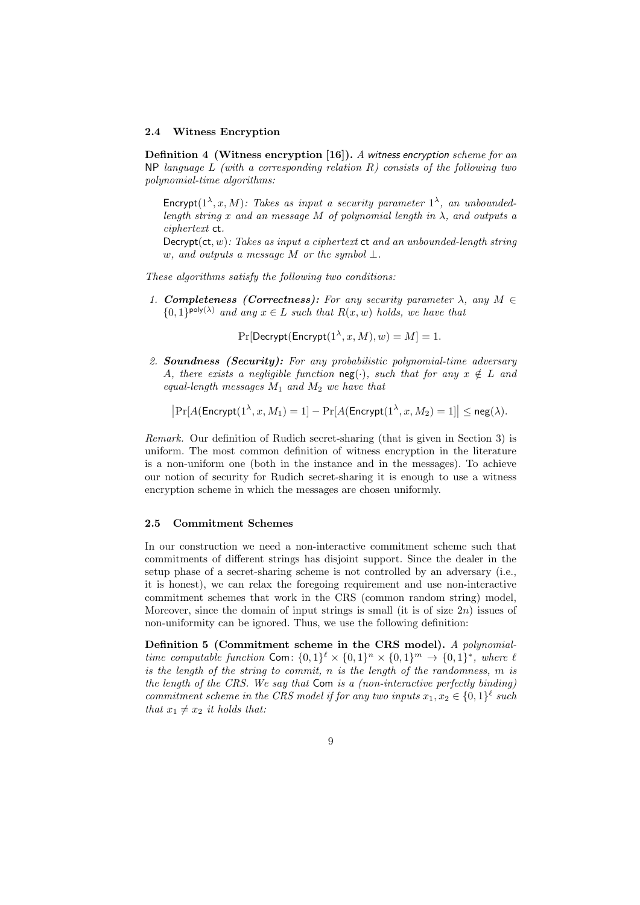### 2.4 Witness Encryption

**Definition 4 (Witness encryption [16]).** *A witness encryption scheme for an* NP *language* $L$ *(with a corresponding relation* $R$*) consists of the following two polynomial-time algorithms:*

$\mathsf{Encrypt}(1^\lambda, x, M)$*: Takes as input a security parameter* $1^\lambda$*, an unbounded-length string* $x$ *and an message* $M$ *of polynomial length in* $\lambda$*, and outputs a ciphertext* $\mathsf{ct}$.

$\mathsf{Decrypt}(\mathsf{ct}, w)$*: Takes as input a ciphertext* $\mathsf{ct}$ *and an unbounded-length string* $w$*, and outputs a message* $M$ *or the symbol* $\perp$.

*These algorithms satisfy the following two conditions:*

1. ***Completeness (Correctness):*** *For any security parameter* $\lambda$*, any* $M \in \{0,1\}^{\mathsf{poly}(\lambda)}$ *and any* $x \in L$ *such that* $R(x, w)$ *holds, we have that*

$$\Pr[\mathsf{Decrypt}(\mathsf{Encrypt}(1^\lambda, x, M), w) = M] = 1.$$

2. ***Soundness (Security):*** *For any probabilistic polynomial-time adversary* $A$*, there exists a negligible function* $\mathsf{neg}(\cdot)$*, such that for any* $x \notin L$ *and equal-length messages* $M_1$ *and* $M_2$ *we have that*

$$\left|\Pr[A(\mathsf{Encrypt}(1^\lambda, x, M_1) = 1] - \Pr[A(\mathsf{Encrypt}(1^\lambda, x, M_2) = 1]\right| \leq \mathsf{neg}(\lambda).$$

*Remark.* Our definition of Rudich secret-sharing (that is given in Section 3) is uniform. The most common definition of witness encryption in the literature is a non-uniform one (both in the instance and in the messages). To achieve our notion of security for Rudich secret-sharing it is enough to use a witness encryption scheme in which the messages are chosen uniformly.

### 2.5 Commitment Schemes

In our construction we need a non-interactive commitment scheme such that commitments of different strings has disjoint support. Since the dealer in the setup phase of a secret-sharing scheme is not controlled by an adversary (i.e., it is honest), we can relax the foregoing requirement and use non-interactive commitment schemes that work in the CRS (common random string) model, Moreover, since the domain of input strings is small (it is of size $2n$) issues of non-uniformity can be ignored. Thus, we use the following definition:

**Definition 5 (Commitment scheme in the CRS model).** *A polynomial-time computable function* $\mathsf{Com}\colon \{0,1\}^\ell \times \{0,1\}^n \times \{0,1\}^m \to \{0,1\}^*$*, where* $\ell$ *is the length of the string to commit,* $n$ *is the length of the randomness,* $m$ *is the length of the CRS. We say that* $\mathsf{Com}$ *is a (non-interactive perfectly binding) commitment scheme in the CRS model if for any two inputs* $x_1, x_2 \in \{0,1\}^\ell$ *such that* $x_1 \neq x_2$ *it holds that:*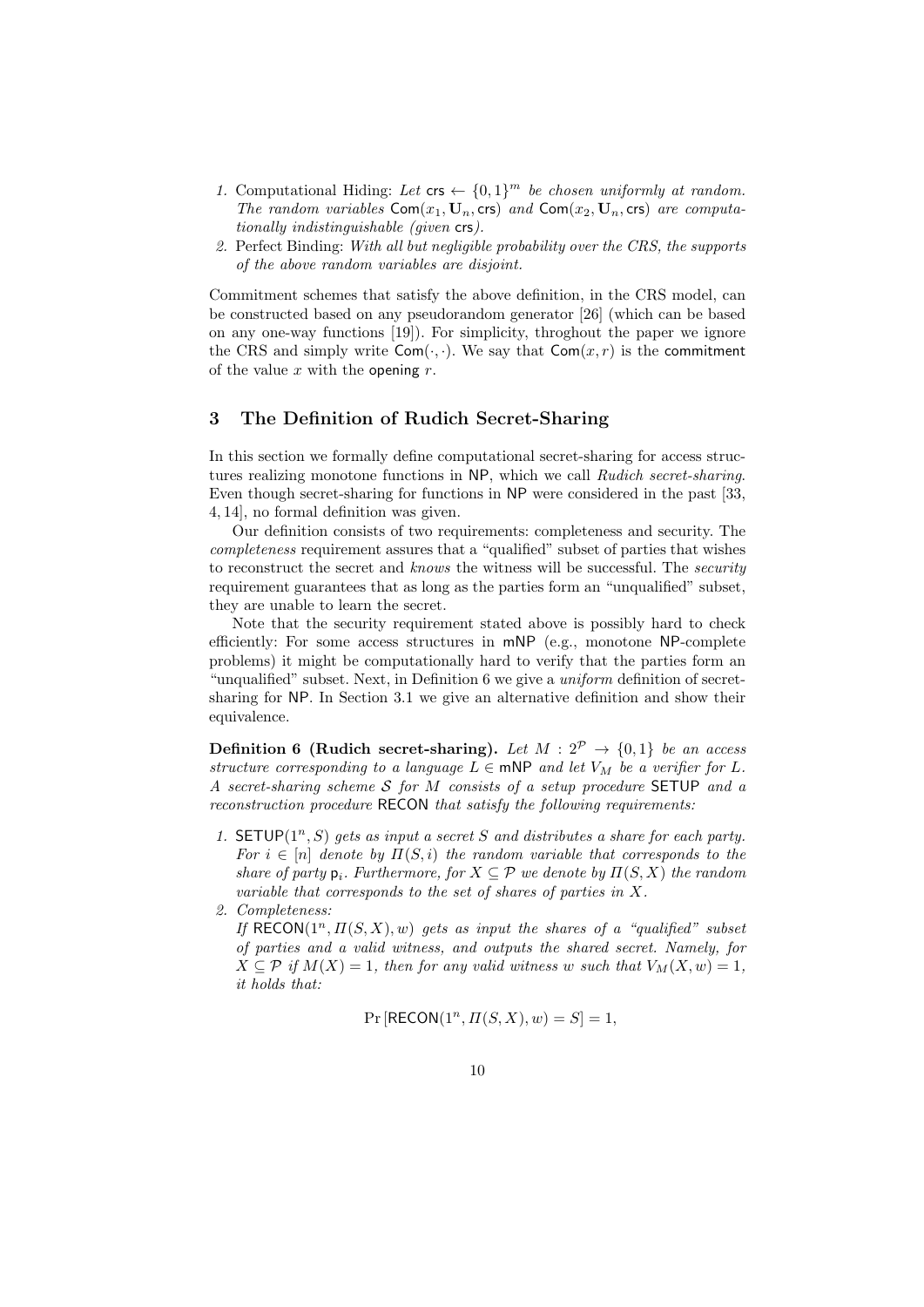1. Computational Hiding: *Let* $\mathsf{crs} \leftarrow \{0,1\}^m$ *be chosen uniformly at random. The random variables* $\mathsf{Com}(x_1, \mathbf{U}_n, \mathsf{crs})$ *and* $\mathsf{Com}(x_2, \mathbf{U}_n, \mathsf{crs})$ *are computationally indistinguishable (given* $\mathsf{crs}$*).*
2. Perfect Binding: *With all but negligible probability over the CRS, the supports of the above random variables are disjoint.*

Commitment schemes that satisfy the above definition, in the CRS model, can be constructed based on any pseudorandom generator [26] (which can be based on any one-way functions [19]). For simplicity, throghout the paper we ignore the CRS and simply write $\mathsf{Com}(\cdot,\cdot)$. We say that $\mathsf{Com}(x,r)$ is the commitment of the value $x$ with the opening $r$.

## 3 The Definition of Rudich Secret-Sharing

In this section we formally define computational secret-sharing for access structures realizing monotone functions in NP, which we call *Rudich secret-sharing*. Even though secret-sharing for functions in NP were considered in the past [33, 4, 14], no formal definition was given.

Our definition consists of two requirements: completeness and security. The *completeness* requirement assures that a "qualified" subset of parties that wishes to reconstruct the secret and *knows* the witness will be successful. The *security* requirement guarantees that as long as the parties form an "unqualified" subset, they are unable to learn the secret.

Note that the security requirement stated above is possibly hard to check efficiently: For some access structures in mNP (e.g., monotone NP-complete problems) it might be computationally hard to verify that the parties form an "unqualified" subset. Next, in Definition 6 we give a *uniform* definition of secret-sharing for NP. In Section 3.1 we give an alternative definition and show their equivalence.

**Definition 6 (Rudich secret-sharing).** *Let* $M : 2^{\mathcal{P}} \to \{0,1\}$ *be an access structure corresponding to a language* $L \in \mathsf{mNP}$ *and let* $V_M$ *be a verifier for* $L$*. A secret-sharing scheme* $\mathcal{S}$ *for* $M$ *consists of a setup procedure* SETUP *and a reconstruction procedure* RECON *that satisfy the following requirements:*

1. $\mathsf{SETUP}(1^n, S)$ *gets as input a secret* $S$ *and distributes a share for each party. For* $i \in [n]$ *denote by* $\Pi(S,i)$ *the random variable that corresponds to the share of party* $\mathsf{p}_i$*. Furthermore, for* $X \subseteq \mathcal{P}$ *we denote by* $\Pi(S,X)$ *the random variable that corresponds to the set of shares of parties in* $X$*.*
2. *Completeness:*
   *If* $\mathsf{RECON}(1^n, \Pi(S,X), w)$ *gets as input the shares of a "qualified" subset of parties and a valid witness, and outputs the shared secret. Namely, for* $X \subseteq \mathcal{P}$ *if* $M(X) = 1$*, then for any valid witness* $w$ *such that* $V_M(X,w) = 1$*, it holds that:*

$$\Pr\left[\mathsf{RECON}(1^n, \Pi(S,X), w) = S\right] = 1,$$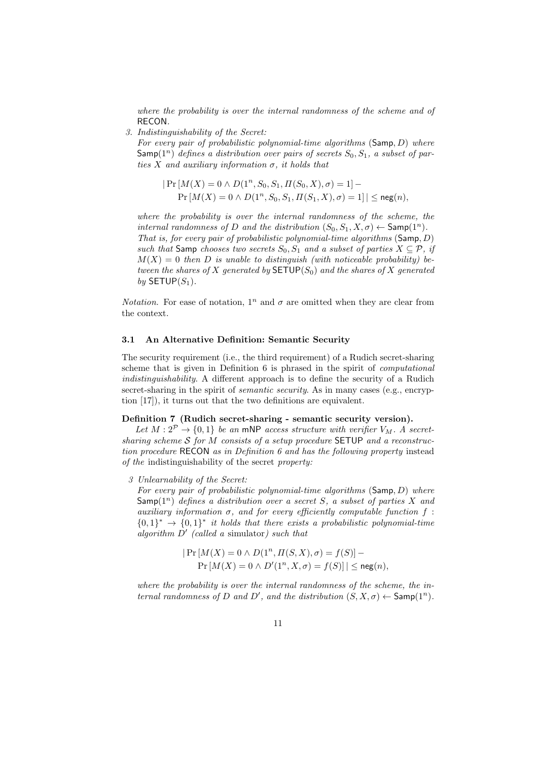*where the probability is over the internal randomness of the scheme and of* RECON*.*

3. *Indistinguishability of the Secret:*
   *For every pair of probabilistic polynomial-time algorithms* $(\mathsf{Samp}, D)$ *where* $\mathsf{Samp}(1^n)$ *defines a distribution over pairs of secrets* $S_0, S_1$*, a subset of parties* $X$ *and auxiliary information* $\sigma$*, it holds that*

   $$|\Pr[M(X) = 0 \wedge D(1^n, S_0, S_1, \Pi(S_0, X), \sigma) = 1] - \Pr[M(X) = 0 \wedge D(1^n, S_0, S_1, \Pi(S_1, X), \sigma) = 1]| \leq \mathsf{neg}(n),$$

   *where the probability is over the internal randomness of the scheme, the internal randomness of* $D$ *and the distribution* $(S_0, S_1, X, \sigma) \leftarrow \mathsf{Samp}(1^n)$*.*
   *That is, for every pair of probabilistic polynomial-time algorithms* $(\mathsf{Samp}, D)$ *such that* $\mathsf{Samp}$ *chooses two secrets* $S_0, S_1$ *and a subset of parties* $X \subseteq \mathcal{P}$*, if* $M(X) = 0$ *then* $D$ *is unable to distinguish (with noticeable probability) between the shares of* $X$ *generated by* $\mathsf{SETUP}(S_0)$ *and the shares of* $X$ *generated by* $\mathsf{SETUP}(S_1)$*.*

*Notation.* For ease of notation, $1^n$ and $\sigma$ are omitted when they are clear from the context.

### 3.1 An Alternative Definition: Semantic Security

The security requirement (i.e., the third requirement) of a Rudich secret-sharing scheme that is given in Definition 6 is phrased in the spirit of *computational indistinguishability*. A different approach is to define the security of a Rudich secret-sharing in the spirit of *semantic security*. As in many cases (e.g., encryption [17]), it turns out that the two definitions are equivalent.

**Definition 7 (Rudich secret-sharing - semantic security version).** *Let* $M : 2^{\mathcal{P}} \to \{0, 1\}$ *be an* mNP *access structure with verifier* $V_M$*. A secret-sharing scheme* $\mathcal{S}$ *for* $M$ *consists of a setup procedure* SETUP *and a reconstruction procedure* RECON *as in Definition 6 and has the following property* instead of the indistinguishability of the secret *property:*

3. *Unlearnability of the Secret:*
   *For every pair of probabilistic polynomial-time algorithms* $(\mathsf{Samp}, D)$ *where* $\mathsf{Samp}(1^n)$ *defines a distribution over a secret* $S$*, a subset of parties* $X$ *and auxiliary information* $\sigma$*, and for every efficiently computable function* $f : \{0, 1\}^* \to \{0, 1\}^*$ *it holds that there exists a probabilistic polynomial-time algorithm* $D'$ *(called a* simulator*) such that*

   $$|\Pr[M(X) = 0 \wedge D(1^n, \Pi(S, X), \sigma) = f(S)] - \Pr[M(X) = 0 \wedge D'(1^n, X, \sigma) = f(S)]| \leq \mathsf{neg}(n),$$

   *where the probability is over the internal randomness of the scheme, the internal randomness of* $D$ *and* $D'$*, and the distribution* $(S, X, \sigma) \leftarrow \mathsf{Samp}(1^n)$*.*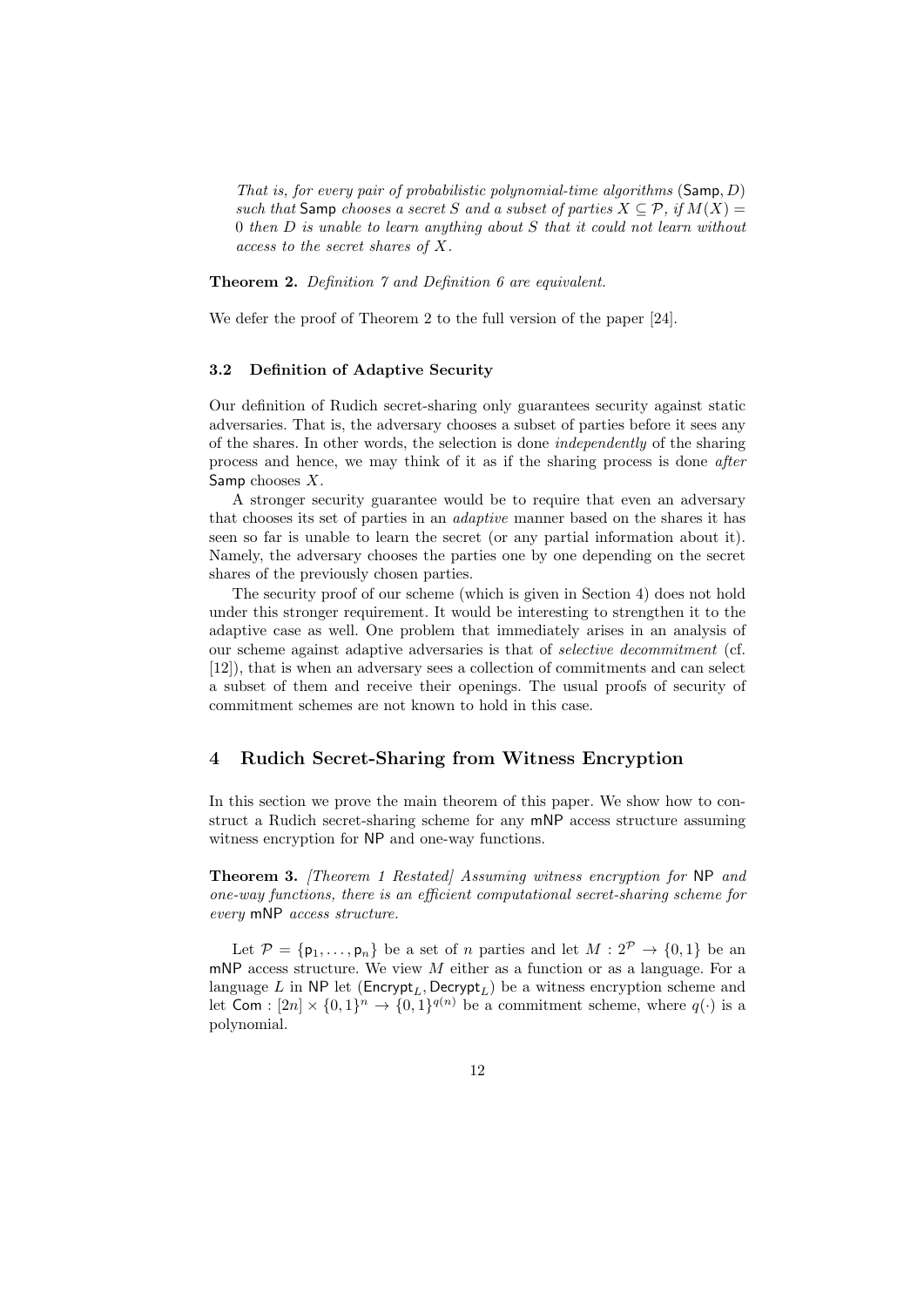*That is, for every pair of probabilistic polynomial-time algorithms* $(\mathsf{Samp}, D)$ *such that* $\mathsf{Samp}$ *chooses a secret* $S$ *and a subset of parties* $X \subseteq \mathcal{P}$*, if* $M(X) = 0$ *then* $D$ *is unable to learn anything about* $S$ *that it could not learn without access to the secret shares of* $X$*.*

**Theorem 2.** *Definition 7 and Definition 6 are equivalent.*

We defer the proof of Theorem 2 to the full version of the paper [24].

### 3.2 Definition of Adaptive Security

Our definition of Rudich secret-sharing only guarantees security against static adversaries. That is, the adversary chooses a subset of parties before it sees any of the shares. In other words, the selection is done *independently* of the sharing process and hence, we may think of it as if the sharing process is done *after* $\mathsf{Samp}$ chooses $X$.

A stronger security guarantee would be to require that even an adversary that chooses its set of parties in an *adaptive* manner based on the shares it has seen so far is unable to learn the secret (or any partial information about it). Namely, the adversary chooses the parties one by one depending on the secret shares of the previously chosen parties.

The security proof of our scheme (which is given in Section 4) does not hold under this stronger requirement. It would be interesting to strengthen it to the adaptive case as well. One problem that immediately arises in an analysis of our scheme against adaptive adversaries is that of *selective decommitment* (cf. [12]), that is when an adversary sees a collection of commitments and can select a subset of them and receive their openings. The usual proofs of security of commitment schemes are not known to hold in this case.

## 4 Rudich Secret-Sharing from Witness Encryption

In this section we prove the main theorem of this paper. We show how to construct a Rudich secret-sharing scheme for any $\mathsf{mNP}$ access structure assuming witness encryption for $\mathsf{NP}$ and one-way functions.

**Theorem 3.** *[Theorem 1 Restated] Assuming witness encryption for* $\mathsf{NP}$ *and one-way functions, there is an efficient computational secret-sharing scheme for every* $\mathsf{mNP}$ *access structure.*

Let $\mathcal{P} = \{\mathsf{p}_1, \ldots, \mathsf{p}_n\}$ be a set of $n$ parties and let $M : 2^{\mathcal{P}} \to \{0, 1\}$ be an $\mathsf{mNP}$ access structure. We view $M$ either as a function or as a language. For a language $L$ in $\mathsf{NP}$ let $(\mathsf{Encrypt}_L, \mathsf{Decrypt}_L)$ be a witness encryption scheme and let $\mathsf{Com} : [2n] \times \{0, 1\}^n \to \{0, 1\}^{q(n)}$ be a commitment scheme, where $q(\cdot)$ is a polynomial.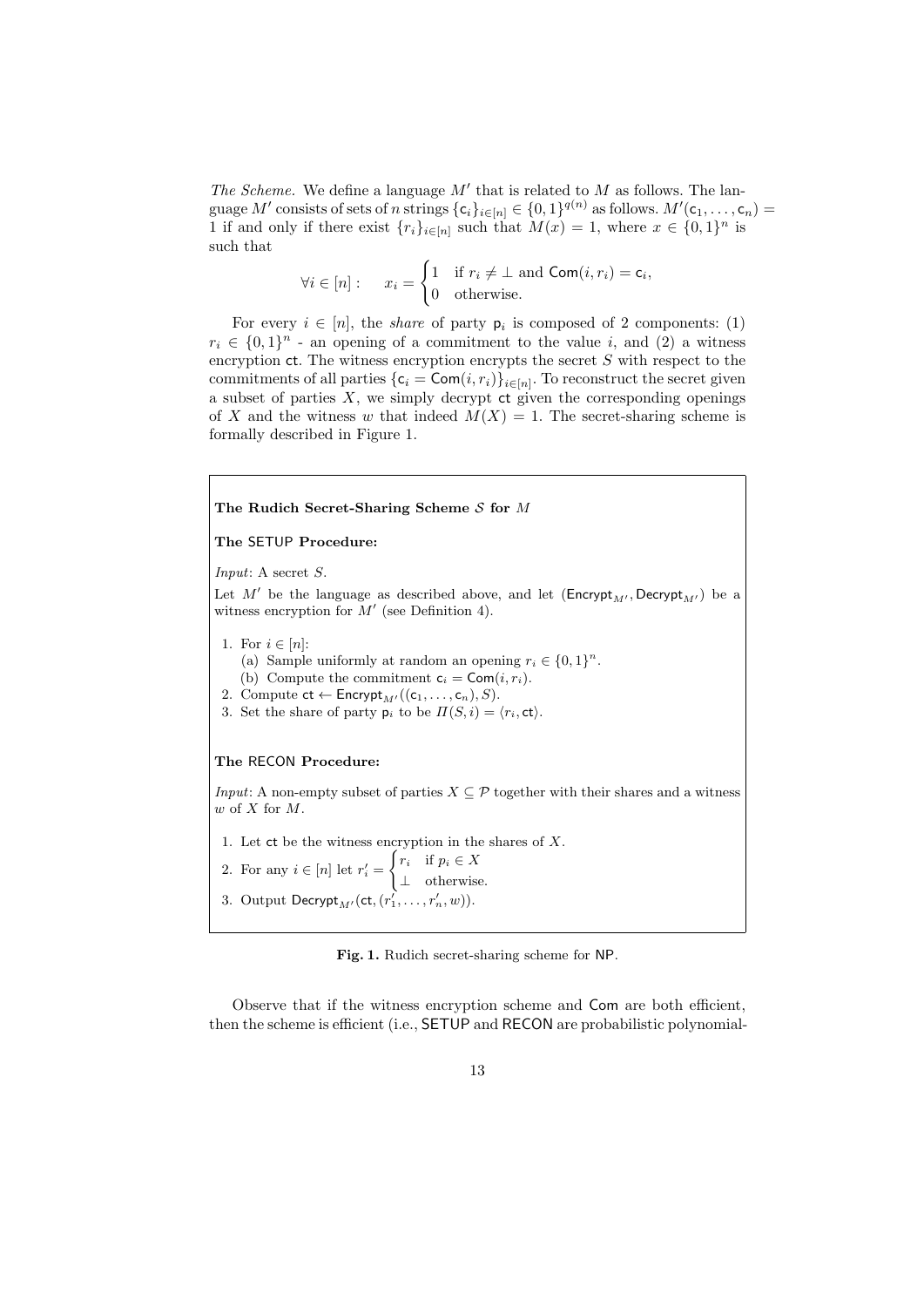*The Scheme.* We define a language $M'$ that is related to $M$ as follows. The language $M'$ consists of sets of $n$ strings $\{\mathsf{c}_i\}_{i\in[n]} \in \{0,1\}^{q(n)}$ as follows. $M'(\mathsf{c}_1,\ldots,\mathsf{c}_n) = 1$ if and only if there exist $\{r_i\}_{i\in[n]}$ such that $M(x) = 1$, where $x \in \{0,1\}^n$ is such that

$$\forall i \in [n]: \quad x_i = \begin{cases} 1 & \text{if } r_i \neq \perp \text{ and } \mathsf{Com}(i, r_i) = \mathsf{c}_i, \\ 0 & \text{otherwise.} \end{cases}$$

For every $i \in [n]$, the *share* of party $\mathsf{p}_i$ is composed of 2 components: (1) $r_i \in \{0,1\}^n$ - an opening of a commitment to the value $i$, and (2) a witness encryption $\mathsf{ct}$. The witness encryption encrypts the secret $S$ with respect to the commitments of all parties $\{\mathsf{c}_i = \mathsf{Com}(i, r_i)\}_{i\in[n]}$. To reconstruct the secret given a subset of parties $X$, we simply decrypt $\mathsf{ct}$ given the corresponding openings of $X$ and the witness $w$ that indeed $M(X) = 1$. The secret-sharing scheme is formally described in Figure 1.

---

**The Rudich Secret-Sharing Scheme $\mathcal{S}$ for $M$**

**The $\mathsf{SETUP}$ Procedure:**

*Input*: A secret $S$.

Let $M'$ be the language as described above, and let $(\mathsf{Encrypt}_{M'}, \mathsf{Decrypt}_{M'})$ be a witness encryption for $M'$ (see Definition 4).

1. For $i \in [n]$:
   (a) Sample uniformly at random an opening $r_i \in \{0,1\}^n$.
   (b) Compute the commitment $\mathsf{c}_i = \mathsf{Com}(i, r_i)$.
2. Compute $\mathsf{ct} \leftarrow \mathsf{Encrypt}_{M'}((\mathsf{c}_1,\ldots,\mathsf{c}_n), S)$.
3. Set the share of party $\mathsf{p}_i$ to be $\Pi(S, i) = \langle r_i, \mathsf{ct}\rangle$.

**The $\mathsf{RECON}$ Procedure:**

*Input*: A non-empty subset of parties $X \subseteq \mathcal{P}$ together with their shares and a witness $w$ of $X$ for $M$.

1. Let $\mathsf{ct}$ be the witness encryption in the shares of $X$.
2. For any $i \in [n]$ let $r'_i = \begin{cases} r_i & \text{if } p_i \in X \\ \perp & \text{otherwise.} \end{cases}$
3. Output $\mathsf{Decrypt}_{M'}(\mathsf{ct}, (r'_1,\ldots,r'_n, w))$.

---

**Fig. 1.** Rudich secret-sharing scheme for $\mathsf{NP}$.

Observe that if the witness encryption scheme and $\mathsf{Com}$ are both efficient, then the scheme is efficient (i.e., $\mathsf{SETUP}$ and $\mathsf{RECON}$ are probabilistic polynomial-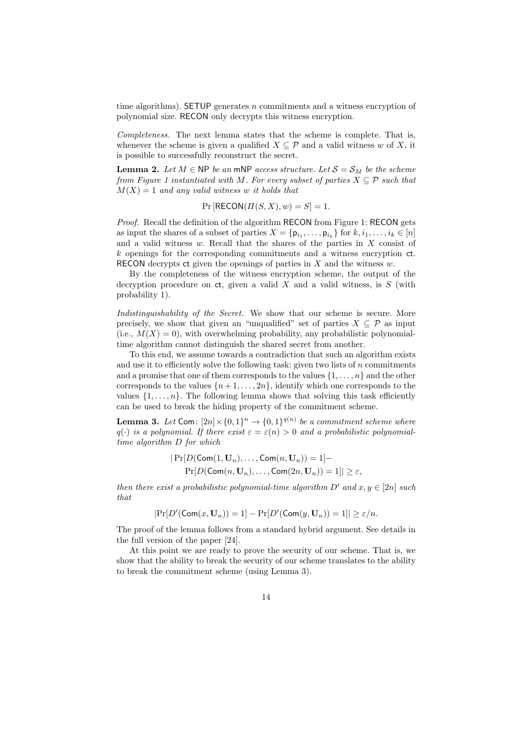time algorithms). SETUP generates $n$ commitments and a witness encryption of polynomial size. RECON only decrypts this witness encryption.

*Completeness.* The next lemma states that the scheme is complete. That is, whenever the scheme is given a qualified $X \subseteq \mathcal{P}$ and a valid witness $w$ of $X$, it is possible to successfully reconstruct the secret.

**Lemma 2.** *Let $M \in \mathsf{NP}$ be an $\mathsf{mNP}$ access structure. Let $\mathcal{S} = \mathcal{S}_M$ be the scheme from Figure 1 instantiated with $M$. For every subset of parties $X \subseteq \mathcal{P}$ such that $M(X) = 1$ and any valid witness $w$ it holds that*

$$\Pr\left[\mathsf{RECON}(\Pi(S, X), w) = S\right] = 1.$$

*Proof.* Recall the definition of the algorithm RECON from Figure 1: RECON gets as input the shares of a subset of parties $X = \{\mathsf{p}_{i_1}, \ldots, \mathsf{p}_{i_k}\}$ for $k, i_1, \ldots, i_k \in [n]$ and a valid witness $w$. Recall that the shares of the parties in $X$ consist of $k$ openings for the corresponding commitments and a witness encryption $\mathsf{ct}$. RECON decrypts $\mathsf{ct}$ given the openings of parties in $X$ and the witness $w$.

By the completeness of the witness encryption scheme, the output of the decryption procedure on $\mathsf{ct}$, given a valid $X$ and a valid witness, is $S$ (with probability 1).

*Indistinguishability of the Secret.* We show that our scheme is secure. More precisely, we show that given an "unqualified" set of parties $X \subseteq \mathcal{P}$ as input (i.e., $M(X) = 0$), with overwhelming probability, any probabilistic polynomial-time algorithm cannot distinguish the shared secret from another.

To this end, we assume towards a contradiction that such an algorithm exists and use it to efficiently solve the following task: given two lists of $n$ commitments and a promise that one of them corresponds to the values $\{1, \ldots, n\}$ and the other corresponds to the values $\{n+1, \ldots, 2n\}$, identify which one corresponds to the values $\{1, \ldots, n\}$. The following lemma shows that solving this task efficiently can be used to break the hiding property of the commitment scheme.

**Lemma 3.** *Let $\mathsf{Com}\colon [2n] \times \{0,1\}^n \to \{0,1\}^{q(n)}$ be a commitment scheme where $q(\cdot)$ is a polynomial. If there exist $\varepsilon = \varepsilon(n) > 0$ and a probabilistic polynomial-time algorithm $D$ for which*

$$\begin{aligned} |\Pr[D(\mathsf{Com}(1, \mathbf{U}_n), \ldots, \mathsf{Com}(n, \mathbf{U}_n)) = 1] - \\ \Pr[D(\mathsf{Com}(n, \mathbf{U}_n), \ldots, \mathsf{Com}(2n, \mathbf{U}_n)) = 1]| \geq \varepsilon, \end{aligned}$$

*then there exist a probabilistic polynomial-time algorithm $D'$ and $x, y \in [2n]$ such that*

$$|\Pr[D'(\mathsf{Com}(x, \mathbf{U}_n)) = 1] - \Pr[D'(\mathsf{Com}(y, \mathbf{U}_n)) = 1]| \geq \varepsilon/n.$$

The proof of the lemma follows from a standard hybrid argument. See details in the full version of the paper [24].

At this point we are ready to prove the security of our scheme. That is, we show that the ability to break the security of our scheme translates to the ability to break the commitment scheme (using Lemma 3).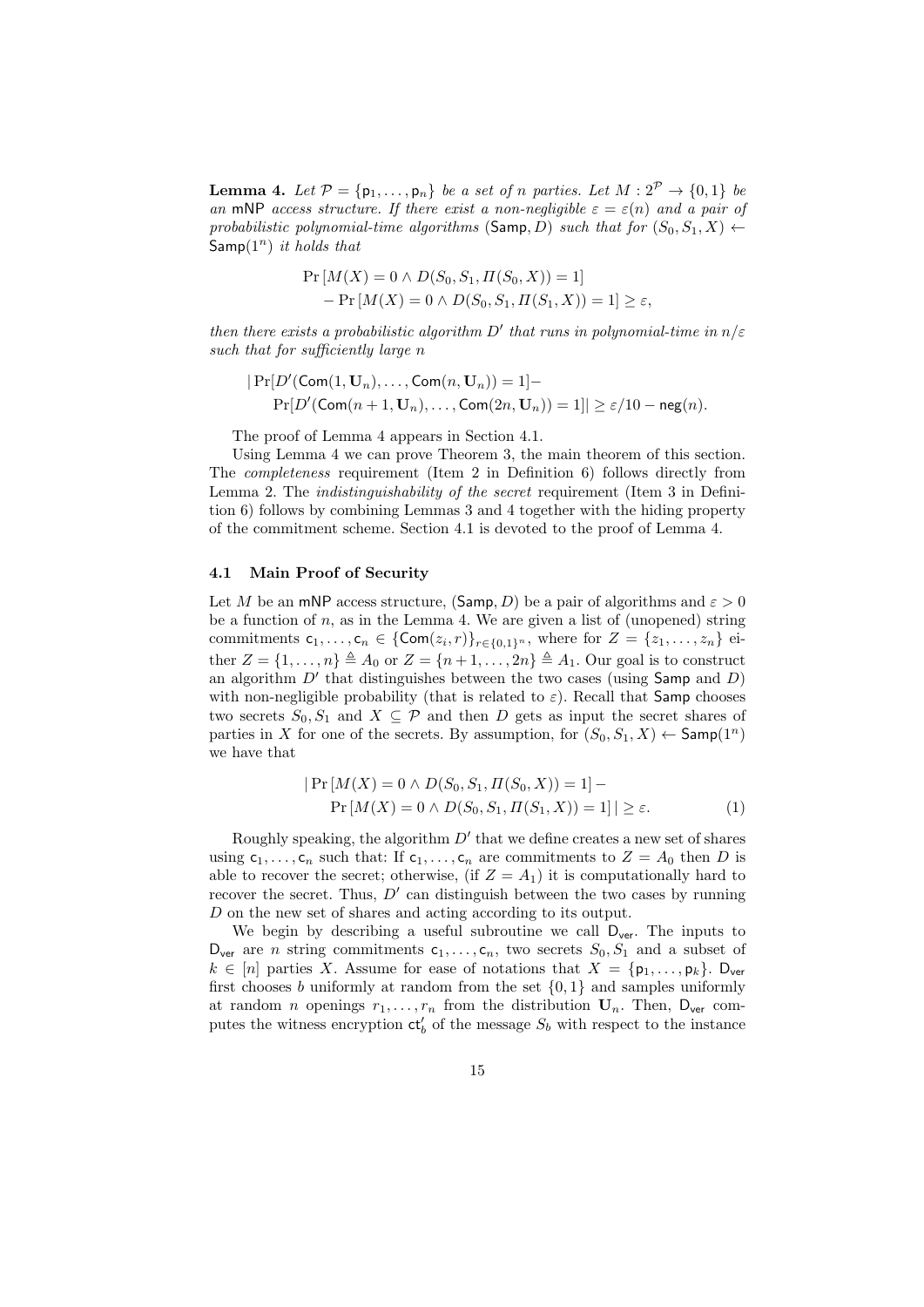**Lemma 4.** *Let $\mathcal{P} = \{\mathsf{p}_1, \ldots, \mathsf{p}_n\}$ be a set of $n$ parties. Let $M : 2^{\mathcal{P}} \to \{0, 1\}$ be an* $\mathsf{mNP}$ *access structure. If there exist a non-negligible $\varepsilon = \varepsilon(n)$ and a pair of probabilistic polynomial-time algorithms* $(\mathsf{Samp}, D)$ *such that for* $(S_0, S_1, X) \leftarrow \mathsf{Samp}(1^n)$ *it holds that*

$$\begin{aligned}
&\Pr\left[M(X) = 0 \wedge D(S_0, S_1, \Pi(S_0, X)) = 1\right] \\
&\quad - \Pr\left[M(X) = 0 \wedge D(S_0, S_1, \Pi(S_1, X)) = 1\right] \geq \varepsilon,
\end{aligned}$$

*then there exists a probabilistic algorithm $D'$ that runs in polynomial-time in $n/\varepsilon$ such that for sufficiently large $n$*

$$\begin{aligned}
&|\Pr[D'(\mathsf{Com}(1, \mathbf{U}_n), \ldots, \mathsf{Com}(n, \mathbf{U}_n)) = 1] - \\
&\quad \Pr[D'(\mathsf{Com}(n+1, \mathbf{U}_n), \ldots, \mathsf{Com}(2n, \mathbf{U}_n)) = 1]| \geq \varepsilon/10 - \mathsf{neg}(n).
\end{aligned}$$

The proof of Lemma 4 appears in Section 4.1.

Using Lemma 4 we can prove Theorem 3, the main theorem of this section. The *completeness* requirement (Item 2 in Definition 6) follows directly from Lemma 2. The *indistinguishability of the secret* requirement (Item 3 in Definition 6) follows by combining Lemmas 3 and 4 together with the hiding property of the commitment scheme. Section 4.1 is devoted to the proof of Lemma 4.

### 4.1 Main Proof of Security

Let $M$ be an $\mathsf{mNP}$ access structure, $(\mathsf{Samp}, D)$ be a pair of algorithms and $\varepsilon > 0$ be a function of $n$, as in the Lemma 4. We are given a list of (unopened) string commitments $\mathsf{c}_1, \ldots, \mathsf{c}_n \in \{\mathsf{Com}(z_i, r)\}_{r \in \{0,1\}^n}$, where for $Z = \{z_1, \ldots, z_n\}$ either $Z = \{1, \ldots, n\} \triangleq A_0$ or $Z = \{n+1, \ldots, 2n\} \triangleq A_1$. Our goal is to construct an algorithm $D'$ that distinguishes between the two cases (using $\mathsf{Samp}$ and $D$) with non-negligible probability (that is related to $\varepsilon$). Recall that $\mathsf{Samp}$ chooses two secrets $S_0, S_1$ and $X \subseteq \mathcal{P}$ and then $D$ gets as input the secret shares of parties in $X$ for one of the secrets. By assumption, for $(S_0, S_1, X) \leftarrow \mathsf{Samp}(1^n)$ we have that

$$\begin{aligned}
&|\Pr\left[M(X) = 0 \wedge D(S_0, S_1, \Pi(S_0, X)) = 1\right] - \\
&\quad \Pr\left[M(X) = 0 \wedge D(S_0, S_1, \Pi(S_1, X)) = 1\right]| \geq \varepsilon. \qquad (1)
\end{aligned}$$

Roughly speaking, the algorithm $D'$ that we define creates a new set of shares using $\mathsf{c}_1, \ldots, \mathsf{c}_n$ such that: If $\mathsf{c}_1, \ldots, \mathsf{c}_n$ are commitments to $Z = A_0$ then $D$ is able to recover the secret; otherwise, (if $Z = A_1$) it is computationally hard to recover the secret. Thus, $D'$ can distinguish between the two cases by running $D$ on the new set of shares and acting according to its output.

We begin by describing a useful subroutine we call $\mathsf{D}_{\mathsf{ver}}$. The inputs to $\mathsf{D}_{\mathsf{ver}}$ are $n$ string commitments $\mathsf{c}_1, \ldots, \mathsf{c}_n$, two secrets $S_0, S_1$ and a subset of $k \in [n]$ parties $X$. Assume for ease of notations that $X = \{\mathsf{p}_1, \ldots, \mathsf{p}_k\}$. $\mathsf{D}_{\mathsf{ver}}$ first chooses $b$ uniformly at random from the set $\{0, 1\}$ and samples uniformly at random $n$ openings $r_1, \ldots, r_n$ from the distribution $\mathbf{U}_n$. Then, $\mathsf{D}_{\mathsf{ver}}$ computes the witness encryption $\mathsf{ct}'_b$ of the message $S_b$ with respect to the instance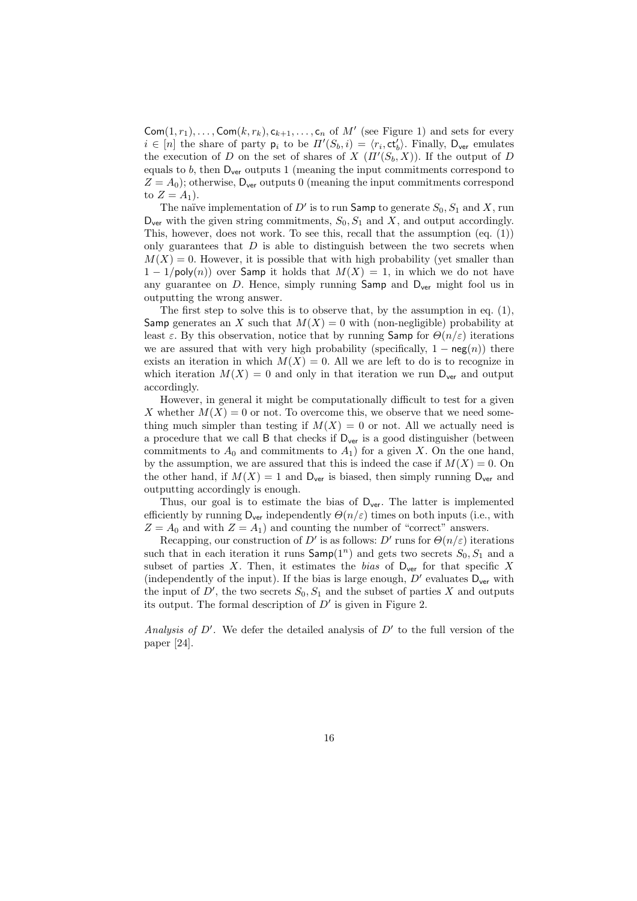$\mathsf{Com}(1, r_1), \ldots, \mathsf{Com}(k, r_k), \mathsf{c}_{k+1}, \ldots, \mathsf{c}_n$ of $M'$ (see Figure 1) and sets for every $i \in [n]$ the share of party $\mathsf{p}_i$ to be $\Pi'(S_b, i) = \langle r_i, \mathsf{ct}'_b \rangle$. Finally, $\mathsf{D_{ver}}$ emulates the execution of $D$ on the set of shares of $X$ ($\Pi'(S_b, X)$). If the output of $D$ equals to $b$, then $\mathsf{D_{ver}}$ outputs 1 (meaning the input commitments correspond to $Z = A_0$); otherwise, $\mathsf{D_{ver}}$ outputs 0 (meaning the input commitments correspond to $Z = A_1$).

The naïve implementation of $D'$ is to run $\mathsf{Samp}$ to generate $S_0, S_1$ and $X$, run $\mathsf{D_{ver}}$ with the given string commitments, $S_0, S_1$ and $X$, and output accordingly. This, however, does not work. To see this, recall that the assumption (eq. (1)) only guarantees that $D$ is able to distinguish between the two secrets when $M(X) = 0$. However, it is possible that with high probability (yet smaller than $1 - 1/\mathsf{poly}(n)$) over $\mathsf{Samp}$ it holds that $M(X) = 1$, in which we do not have any guarantee on $D$. Hence, simply running $\mathsf{Samp}$ and $\mathsf{D_{ver}}$ might fool us in outputting the wrong answer.

The first step to solve this is to observe that, by the assumption in eq. (1), $\mathsf{Samp}$ generates an $X$ such that $M(X) = 0$ with (non-negligible) probability at least $\varepsilon$. By this observation, notice that by running $\mathsf{Samp}$ for $\Theta(n/\varepsilon)$ iterations we are assured that with very high probability (specifically, $1 - \mathsf{neg}(n)$) there exists an iteration in which $M(X) = 0$. All we are left to do is to recognize in which iteration $M(X) = 0$ and only in that iteration we run $\mathsf{D_{ver}}$ and output accordingly.

However, in general it might be computationally difficult to test for a given $X$ whether $M(X) = 0$ or not. To overcome this, we observe that we need something much simpler than testing if $M(X) = 0$ or not. All we actually need is a procedure that we call $\mathsf{B}$ that checks if $\mathsf{D_{ver}}$ is a good distinguisher (between commitments to $A_0$ and commitments to $A_1$) for a given $X$. On the one hand, by the assumption, we are assured that this is indeed the case if $M(X) = 0$. On the other hand, if $M(X) = 1$ and $\mathsf{D_{ver}}$ is biased, then simply running $\mathsf{D_{ver}}$ and outputting accordingly is enough.

Thus, our goal is to estimate the bias of $\mathsf{D_{ver}}$. The latter is implemented efficiently by running $\mathsf{D_{ver}}$ independently $\Theta(n/\varepsilon)$ times on both inputs (i.e., with $Z = A_0$ and with $Z = A_1$) and counting the number of "correct" answers.

Recapping, our construction of $D'$ is as follows: $D'$ runs for $\Theta(n/\varepsilon)$ iterations such that in each iteration it runs $\mathsf{Samp}(1^n)$ and gets two secrets $S_0, S_1$ and a subset of parties $X$. Then, it estimates the *bias* of $\mathsf{D_{ver}}$ for that specific $X$ (independently of the input). If the bias is large enough, $D'$ evaluates $\mathsf{D_{ver}}$ with the input of $D'$, the two secrets $S_0, S_1$ and the subset of parties $X$ and outputs its output. The formal description of $D'$ is given in Figure 2.

*Analysis of $D'$.* We defer the detailed analysis of $D'$ to the full version of the paper [24].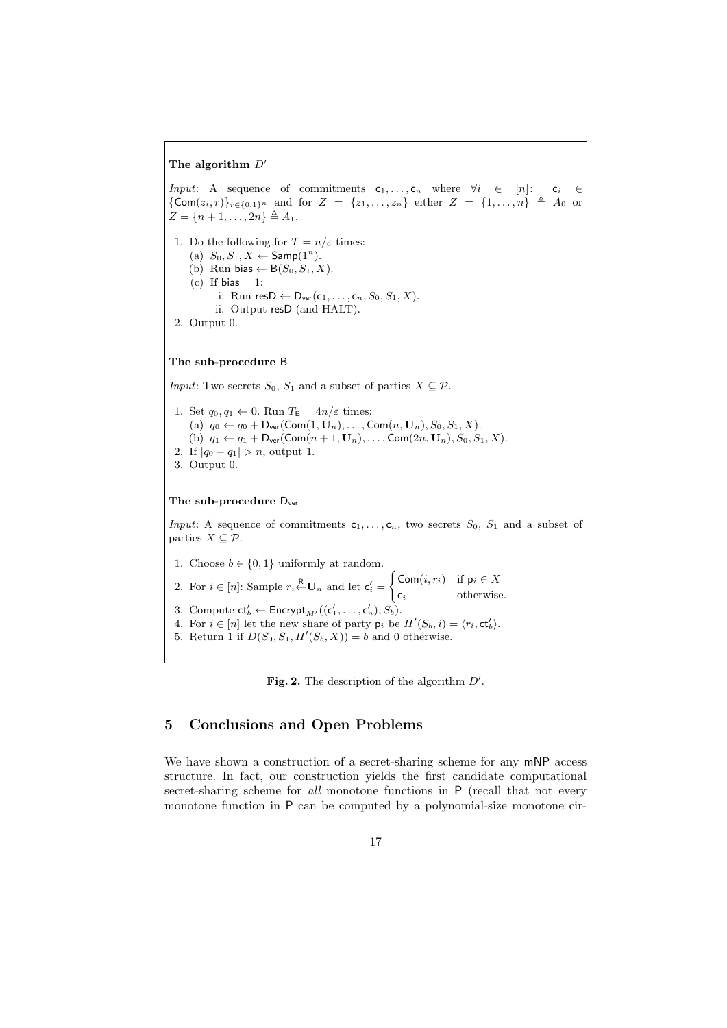**The algorithm $D'$**

*Input*: A sequence of commitments $\mathsf{c}_1, \ldots, \mathsf{c}_n$ where $\forall i \in [n]$: $\mathsf{c}_i \in \{\mathsf{Com}(z_i, r)\}_{r \in \{0,1\}^n}$ and for $Z = \{z_1, \ldots, z_n\}$ either $Z = \{1, \ldots, n\} \triangleq A_0$ or $Z = \{n+1, \ldots, 2n\} \triangleq A_1$.

1. Do the following for $T = n/\varepsilon$ times:
   (a) $S_0, S_1, X \leftarrow \mathsf{Samp}(1^n)$.
   (b) Run $\mathsf{bias} \leftarrow \mathsf{B}(S_0, S_1, X)$.
   (c) If $\mathsf{bias} = 1$:
      i. Run $\mathsf{resD} \leftarrow \mathsf{D}_{\mathsf{ver}}(\mathsf{c}_1, \ldots, \mathsf{c}_n, S_0, S_1, X)$.
      ii. Output $\mathsf{resD}$ (and HALT).
2. Output 0.

**The sub-procedure $\mathsf{B}$**

*Input*: Two secrets $S_0$, $S_1$ and a subset of parties $X \subseteq \mathcal{P}$.

1. Set $q_0, q_1 \leftarrow 0$. Run $T_{\mathsf{B}} = 4n/\varepsilon$ times:
   (a) $q_0 \leftarrow q_0 + \mathsf{D}_{\mathsf{ver}}(\mathsf{Com}(1, \mathbf{U}_n), \ldots, \mathsf{Com}(n, \mathbf{U}_n), S_0, S_1, X)$.
   (b) $q_1 \leftarrow q_1 + \mathsf{D}_{\mathsf{ver}}(\mathsf{Com}(n+1, \mathbf{U}_n), \ldots, \mathsf{Com}(2n, \mathbf{U}_n), S_0, S_1, X)$.
2. If $|q_0 - q_1| > n$, output 1.
3. Output 0.

**The sub-procedure $\mathsf{D}_{\mathsf{ver}}$**

*Input*: A sequence of commitments $\mathsf{c}_1, \ldots, \mathsf{c}_n$, two secrets $S_0$, $S_1$ and a subset of parties $X \subseteq \mathcal{P}$.

1. Choose $b \in \{0,1\}$ uniformly at random.
2. For $i \in [n]$: Sample $r_i \overset{\mathsf{R}}{\leftarrow} \mathbf{U}_n$ and let $\mathsf{c}'_i = \begin{cases} \mathsf{Com}(i, r_i) & \text{if } \mathsf{p}_i \in X \\ \mathsf{c}_i & \text{otherwise.} \end{cases}$
3. Compute $\mathsf{ct}'_b \leftarrow \mathsf{Encrypt}_{M'}((\mathsf{c}'_1, \ldots, \mathsf{c}'_n), S_b)$.
4. For $i \in [n]$ let the new share of party $\mathsf{p}_i$ be $\Pi'(S_b, i) = \langle r_i, \mathsf{ct}'_b \rangle$.
5. Return 1 if $D(S_0, S_1, \Pi'(S_b, X)) = b$ and 0 otherwise.

**Fig. 2.** The description of the algorithm $D'$.

## 5 Conclusions and Open Problems

We have shown a construction of a secret-sharing scheme for any $\mathsf{mNP}$ access structure. In fact, our construction yields the first candidate computational secret-sharing scheme for *all* monotone functions in $\mathsf{P}$ (recall that not every monotone function in $\mathsf{P}$ can be computed by a polynomial-size monotone cir-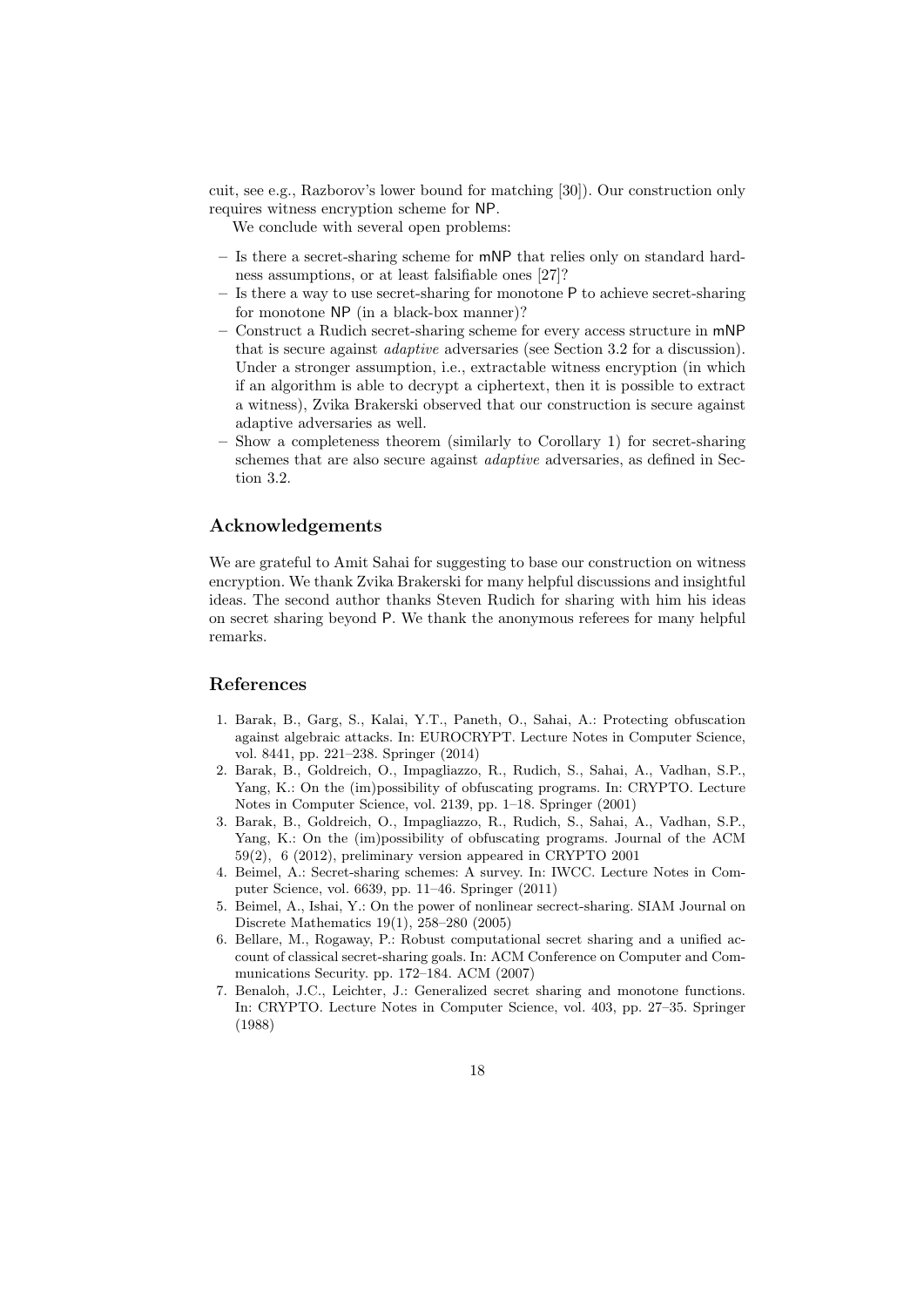cuit, see e.g., Razborov's lower bound for matching [30]). Our construction only requires witness encryption scheme for NP.

We conclude with several open problems:

- Is there a secret-sharing scheme for mNP that relies only on standard hardness assumptions, or at least falsifiable ones [27]?
- Is there a way to use secret-sharing for monotone P to achieve secret-sharing for monotone NP (in a black-box manner)?
- Construct a Rudich secret-sharing scheme for every access structure in mNP that is secure against *adaptive* adversaries (see Section 3.2 for a discussion). Under a stronger assumption, i.e., extractable witness encryption (in which if an algorithm is able to decrypt a ciphertext, then it is possible to extract a witness), Zvika Brakerski observed that our construction is secure against adaptive adversaries as well.
- Show a completeness theorem (similarly to Corollary 1) for secret-sharing schemes that are also secure against *adaptive* adversaries, as defined in Section 3.2.

## Acknowledgements

We are grateful to Amit Sahai for suggesting to base our construction on witness encryption. We thank Zvika Brakerski for many helpful discussions and insightful ideas. The second author thanks Steven Rudich for sharing with him his ideas on secret sharing beyond P. We thank the anonymous referees for many helpful remarks.

## References

1. Barak, B., Garg, S., Kalai, Y.T., Paneth, O., Sahai, A.: Protecting obfuscation against algebraic attacks. In: EUROCRYPT. Lecture Notes in Computer Science, vol. 8441, pp. 221–238. Springer (2014)
2. Barak, B., Goldreich, O., Impagliazzo, R., Rudich, S., Sahai, A., Vadhan, S.P., Yang, K.: On the (im)possibility of obfuscating programs. In: CRYPTO. Lecture Notes in Computer Science, vol. 2139, pp. 1–18. Springer (2001)
3. Barak, B., Goldreich, O., Impagliazzo, R., Rudich, S., Sahai, A., Vadhan, S.P., Yang, K.: On the (im)possibility of obfuscating programs. Journal of the ACM 59(2), 6 (2012), preliminary version appeared in CRYPTO 2001
4. Beimel, A.: Secret-sharing schemes: A survey. In: IWCC. Lecture Notes in Computer Science, vol. 6639, pp. 11–46. Springer (2011)
5. Beimel, A., Ishai, Y.: On the power of nonlinear secrect-sharing. SIAM Journal on Discrete Mathematics 19(1), 258–280 (2005)
6. Bellare, M., Rogaway, P.: Robust computational secret sharing and a unified account of classical secret-sharing goals. In: ACM Conference on Computer and Communications Security. pp. 172–184. ACM (2007)
7. Benaloh, J.C., Leichter, J.: Generalized secret sharing and monotone functions. In: CRYPTO. Lecture Notes in Computer Science, vol. 403, pp. 27–35. Springer (1988)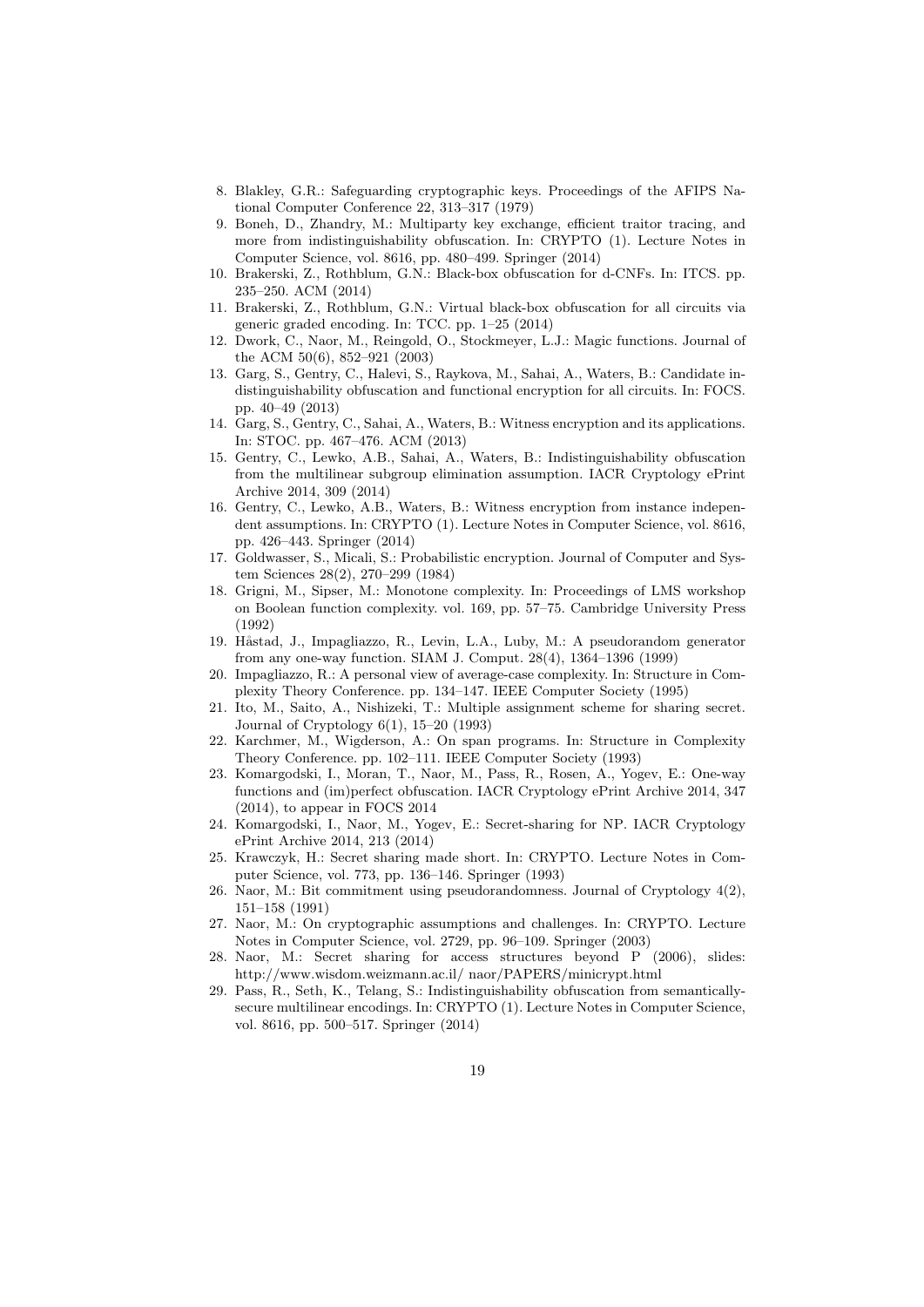8. Blakley, G.R.: Safeguarding cryptographic keys. Proceedings of the AFIPS National Computer Conference 22, 313–317 (1979)
9. Boneh, D., Zhandry, M.: Multiparty key exchange, efficient traitor tracing, and more from indistinguishability obfuscation. In: CRYPTO (1). Lecture Notes in Computer Science, vol. 8616, pp. 480–499. Springer (2014)
10. Brakerski, Z., Rothblum, G.N.: Black-box obfuscation for d-CNFs. In: ITCS. pp. 235–250. ACM (2014)
11. Brakerski, Z., Rothblum, G.N.: Virtual black-box obfuscation for all circuits via generic graded encoding. In: TCC. pp. 1–25 (2014)
12. Dwork, C., Naor, M., Reingold, O., Stockmeyer, L.J.: Magic functions. Journal of the ACM 50(6), 852–921 (2003)
13. Garg, S., Gentry, C., Halevi, S., Raykova, M., Sahai, A., Waters, B.: Candidate indistinguishability obfuscation and functional encryption for all circuits. In: FOCS. pp. 40–49 (2013)
14. Garg, S., Gentry, C., Sahai, A., Waters, B.: Witness encryption and its applications. In: STOC. pp. 467–476. ACM (2013)
15. Gentry, C., Lewko, A.B., Sahai, A., Waters, B.: Indistinguishability obfuscation from the multilinear subgroup elimination assumption. IACR Cryptology ePrint Archive 2014, 309 (2014)
16. Gentry, C., Lewko, A.B., Waters, B.: Witness encryption from instance independent assumptions. In: CRYPTO (1). Lecture Notes in Computer Science, vol. 8616, pp. 426–443. Springer (2014)
17. Goldwasser, S., Micali, S.: Probabilistic encryption. Journal of Computer and System Sciences 28(2), 270–299 (1984)
18. Grigni, M., Sipser, M.: Monotone complexity. In: Proceedings of LMS workshop on Boolean function complexity. vol. 169, pp. 57–75. Cambridge University Press (1992)
19. Håstad, J., Impagliazzo, R., Levin, L.A., Luby, M.: A pseudorandom generator from any one-way function. SIAM J. Comput. 28(4), 1364–1396 (1999)
20. Impagliazzo, R.: A personal view of average-case complexity. In: Structure in Complexity Theory Conference. pp. 134–147. IEEE Computer Society (1995)
21. Ito, M., Saito, A., Nishizeki, T.: Multiple assignment scheme for sharing secret. Journal of Cryptology 6(1), 15–20 (1993)
22. Karchmer, M., Wigderson, A.: On span programs. In: Structure in Complexity Theory Conference. pp. 102–111. IEEE Computer Society (1993)
23. Komargodski, I., Moran, T., Naor, M., Pass, R., Rosen, A., Yogev, E.: One-way functions and (im)perfect obfuscation. IACR Cryptology ePrint Archive 2014, 347 (2014), to appear in FOCS 2014
24. Komargodski, I., Naor, M., Yogev, E.: Secret-sharing for NP. IACR Cryptology ePrint Archive 2014, 213 (2014)
25. Krawczyk, H.: Secret sharing made short. In: CRYPTO. Lecture Notes in Computer Science, vol. 773, pp. 136–146. Springer (1993)
26. Naor, M.: Bit commitment using pseudorandomness. Journal of Cryptology 4(2), 151–158 (1991)
27. Naor, M.: On cryptographic assumptions and challenges. In: CRYPTO. Lecture Notes in Computer Science, vol. 2729, pp. 96–109. Springer (2003)
28. Naor, M.: Secret sharing for access structures beyond P (2006), slides: http://www.wisdom.weizmann.ac.il/ naor/PAPERS/minicrypt.html
29. Pass, R., Seth, K., Telang, S.: Indistinguishability obfuscation from semantically-secure multilinear encodings. In: CRYPTO (1). Lecture Notes in Computer Science, vol. 8616, pp. 500–517. Springer (2014)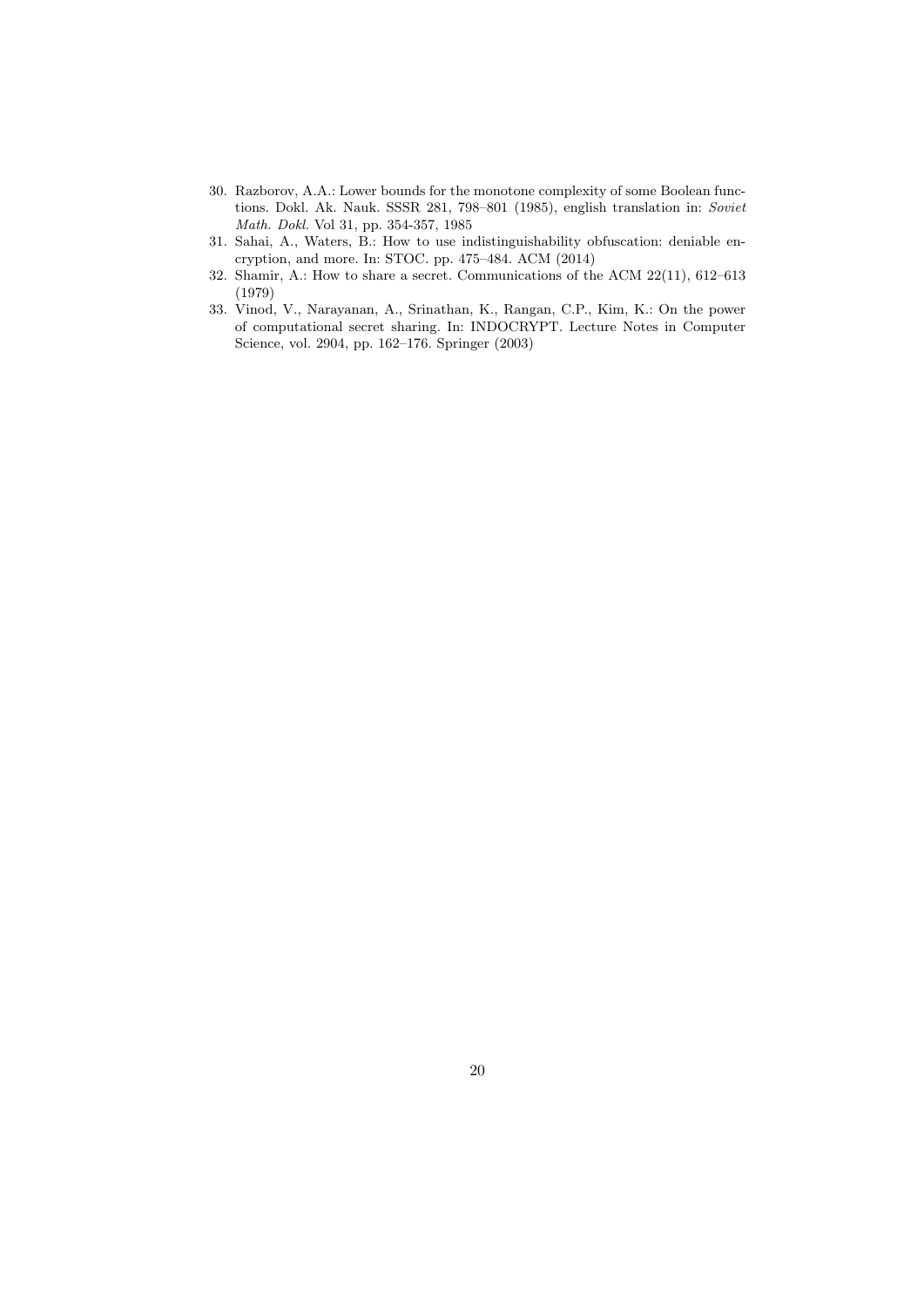30. Razborov, A.A.: Lower bounds for the monotone complexity of some Boolean functions. Dokl. Ak. Nauk. SSSR 281, 798–801 (1985), english translation in: *Soviet Math. Dokl.* Vol 31, pp. 354-357, 1985
31. Sahai, A., Waters, B.: How to use indistinguishability obfuscation: deniable encryption, and more. In: STOC. pp. 475–484. ACM (2014)
32. Shamir, A.: How to share a secret. Communications of the ACM 22(11), 612–613 (1979)
33. Vinod, V., Narayanan, A., Srinathan, K., Rangan, C.P., Kim, K.: On the power of computational secret sharing. In: INDOCRYPT. Lecture Notes in Computer Science, vol. 2904, pp. 162–176. Springer (2003)